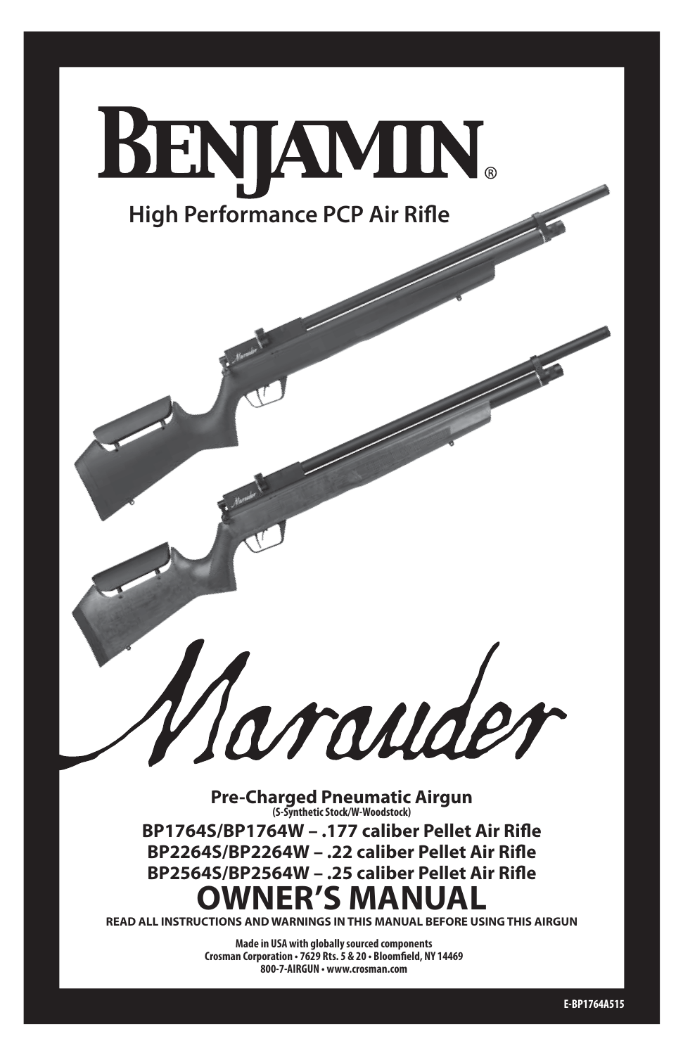# BENJAMIN®

## High Performance PCP Air Rifle

# Marauder

**Pre-Charged Pneumatic Airgun**
**(S-Synthetic Stock/W-Woodstock)**

**BP1764S/BP1764W – .177 caliber Pellet Air Rifle**
**BP2264S/BP2264W – .22 caliber Pellet Air Rifle**
**BP2564S/BP2564W – .25 caliber Pellet Air Rifle**

# OWNER'S MANUAL

**READ ALL INSTRUCTIONS AND WARNINGS IN THIS MANUAL BEFORE USING THIS AIRGUN**

**Made in USA with globally sourced components**
**Crosman Corporation • 7629 Rts. 5 & 20 • Bloomfield, NY 14469**
**800-7-AIRGUN • www.crosman.com**

**E-BP1764A515**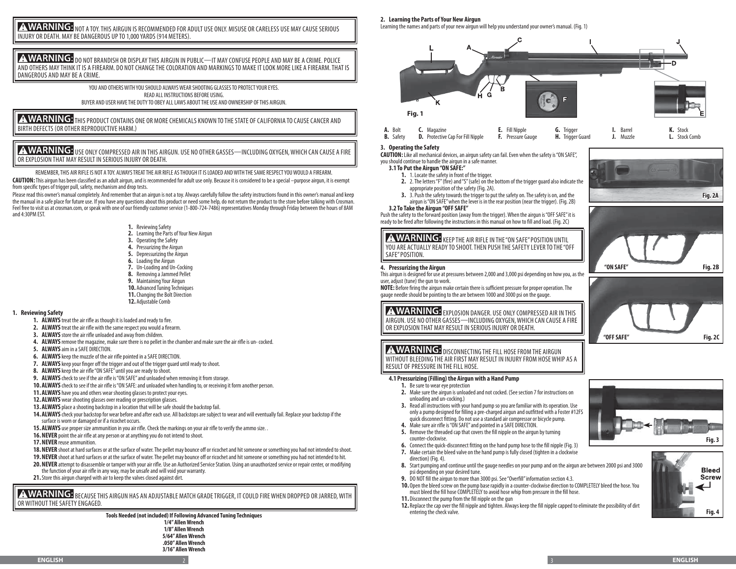**⚠WARNING:** NOT A TOY. THIS AIRGUN IS RECOMMENDED FOR ADULT USE ONLY. MISUSE OR CARELESS USE MAY CAUSE SERIOUS INJURY OR DEATH. MAY BE DANGEROUS UP TO 1,000 YARDS (914 METERS).

**⚠WARNING:** DO NOT BRANDISH OR DISPLAY THIS AIRGUN IN PUBLIC—IT MAY CONFUSE PEOPLE AND MAY BE A CRIME. POLICE AND OTHERS MAY THINK IT IS A FIREARM. DO NOT CHANGE THE COLORATION AND MARKINGS TO MAKE IT LOOK MORE LIKE A FIREARM. THAT IS DANGEROUS AND MAY BE A CRIME.

YOU AND OTHERS WITH YOU SHOULD ALWAYS WEAR SHOOTING GLASSES TO PROTECT YOUR EYES.
READ ALL INSTRUCTIONS BEFORE USING.
BUYER AND USER HAVE THE DUTY TO OBEY ALL LAWS ABOUT THE USE AND OWNERSHIP OF THIS AIRGUN.

**⚠WARNING:** THIS PRODUCT CONTAINS ONE OR MORE CHEMICALS KNOWN TO THE STATE OF CALIFORNIA TO CAUSE CANCER AND BIRTH DEFECTS (OR OTHER REPRODUCTIVE HARM.)

**⚠WARNING:** USE ONLY COMPRESSED AIR IN THIS AIRGUN. USE NO OTHER GASSES—INCLUDING OXYGEN, WHICH CAN CAUSE A FIRE OR EXPLOSION THAT MAY RESULT IN SERIOUS INJURY OR DEATH.

REMEMBER, THIS AIR RIFLE IS NOT A TOY. ALWAYS TREAT THE AIR RIFLE AS THOUGH IT IS LOADED AND WITH THE SAME RESPECT YOU WOULD A FIREARM.

**CAUTION:** This airgun has been classified as an adult airgun, and is recommended for adult use only. Because it is considered to be a special –purpose airgun, it is exempt from specific types of trigger pull, safety, mechanism and drop tests.

Please read this owner's manual completely. And remember that an airgun is not a toy. Always carefully follow the safety instructions found in this owner's manual and keep the manual in a safe place for future use. If you have any questions about this product or need some help, do not return the product to the store before talking with Crosman. Feel free to visit us at crosman.com, or speak with one of our friendly customer service (1-800-724-7486) representatives Monday through Friday between the hours of 8AM and 4:30PM EST.

1. Reviewing Safety
2. Learning the Parts of Your New Airgun
3. Operating the Safety
4. Pressurizing the Airgun
5. Depressurizing the Airgun
6. Loading the Airgun
7. Un-Loading and Un-Cocking
8. Removing a Jammed Pellet
9. Maintaining Your Airgun
10. Advanced Tuning Techniques
11. Changing the Bolt Direction
12. Adjustable Comb

## 1. Reviewing Safety

1. **ALWAYS** treat the air rifle as though it is loaded and ready to fire.
2. **ALWAYS** treat the air rifle with the same respect you would a firearm.
3. **ALWAYS** store the air rifle unloaded and away from children.
4. **ALWAYS** remove the magazine, make sure there is no pellet in the chamber and make sure the air rifle is un- cocked.
5. **ALWAYS** aim in a SAFE DIRECTION.
6. **ALWAYS** keep the muzzle of the air rifle pointed in a SAFE DIRECTION.
7. **ALWAYS** keep your finger off the trigger and out of the trigger guard until ready to shoot.
8. **ALWAYS** keep the air rifle "ON SAFE" until you are ready to shoot.
9. **ALWAYS** check to see if the air rifle is "ON SAFE" and unloaded when removing it from storage.
10. **ALWAYS** check to see if the air rifle is "ON SAFE: and unloaded when handling to, or receiving it form another person.
11. **ALWAYS** have you and others wear shooting glasses to protect your eyes.
12. **ALWAYS** wear shooting glasses over reading or prescription glasses.
13. **ALWAYS** place a shooting backstop in a location that will be safe should the backstop fail.
14. **ALWAYS** check your backstop for wear before and after each use. All backstops are subject to wear and will eventually fail. Replace your backstop if the surface is worn or damaged or if a ricochet occurs.
15. **ALWAYS** use proper size ammunition in you air rifle. Check the markings on your air rifle to verify the ammo size. .
16. **NEVER** point the air rifle at any person or at anything you do not intend to shoot.
17. **NEVER** reuse ammunition.
18. **NEVER** shoot at hard surfaces or at the surface of water. The pellet may bounce off or ricochet and hit someone or something you had not intended to shoot.
19. **NEVER** shoot at hard surfaces or at the surface of water. The pellet may bounce off or ricochet and hit someone or something you had not intended to hit.
20. **NEVER** attempt to disassemble or tamper with your air rifle. Use an Authorized Service Station. Using an unauthorized service or repair center, or modifying the function of your air rifle in any way, may be unsafe and will void your warranty.
21. Store this airgun charged with air to keep the valves closed against dirt.

**⚠WARNING:** BECAUSE THIS AIRGUN HAS AN ADJUSTABLE MATCH GRADE TRIGGER, IT COULD FIRE WHEN DROPPED OR JARRED, WITH OR WITHOUT THE SAFETY ENGAGED.

**Tools Needed (not included) If Following Advanced Tuning Techniques**
**1/4" Allen Wrench**
**1/8" Allen Wrench**
**5/64" Allen Wrench**
**.050" Allen Wrench**
**3/16" Allen Wrench**

## 2. Learning the Parts of Your New Airgun

Learning the names and parts of your new airgun will help you understand your owner's manual. (Fig. 1)

Fig. 1

| | | | | | |
|---|---|---|---|---|---|
| **A.** Bolt | **C.** Magazine | **E.** Fill Nipple | **G.** Trigger | **I.** Barrel | **K.** Stock |
| **B.** Safety | **D.** Protective Cap For Fill Nipple | **F.** Pressure Gauge | **H.** Trigger Guard | **J.** Muzzle | **L.** Stock Comb |

## 3. Operating the Safety

**CAUTION:** Like all mechanical devices, an airgun safety can fail. Even when the safety is "ON SAFE", you should continue to handle the airgun in a safe manner.

### 3.1 To Put the Airgun "ON SAFE:"

1. 1. Locate the safety in front of the trigger.
2. 2. The letters "F" (fire) and "S" (safe) on the bottom of the trigger guard also indicate the appropriate position of the safety (Fig. 2A).
3. 3. Push the safety towards the trigger to put the safety on. The safety is on, and the airgun is "ON SAFE" when the lever is in the rear position (near the trigger). (Fig. 2B)

### 3.2 To Take the Airgun "OFF SAFE"

Push the safety to the forward position (away from the trigger). When the airgun is "OFF SAFE" it is ready to be fired after following the instructions in this manual on how to fill and load. (Fig. 2C)

**⚠WARNING:** KEEP THE AIR RIFLE IN THE "ON SAFE" POSITION UNTIL YOU ARE ACTUALLY READY TO SHOOT. THEN PUSH THE SAFETY LEVER TO THE "OFF SAFE" POSITION.

Fig. 2A

"ON SAFE" Fig. 2B

"OFF SAFE" Fig. 2C

## 4. Pressurizing the Airgun

This airgun is designed for use at pressures between 2,000 and 3,000 psi depending on how you, as the user, adjust (tune) the gun to work.

**NOTE:** Before firing the airgun make certain there is sufficient pressure for proper operation. The gauge needle should be pointing to the are between 1000 and 3000 psi on the gauge.

**⚠WARNING:** EXPLOSION DANGER. USE ONLY COMPRESSED AIR IN THIS AIRGUN. USE NO OTHER GASSES—INCLUDING OXYGEN, WHICH CAN CAUSE A FIRE OR EXPLOSION THAT MAY RESULT IN SERIOUS INJURY OR DEATH.

**⚠WARNING:** DISCONNECTING THE FILL HOSE FROM THE AIRGUN WITHOUT BLEEDING THE AIR FIRST MAY RESULT IN INJURY FROM HOSE WHIP AS A RESULT OF PRESSURE IN THE FILL HOSE.

### 4.1 Pressurizing (Filling) the Airgun with a Hand Pump

1. Be sure to wear eye protection
2. Make sure the airgun is unloaded and not cocked. (See section 7 for instructions on unloading and un-cocking.)
3. Read all instructions with your hand pump so you are familiar with its operation. Use only a pump designed for filling a pre-charged airgun and outfitted with a Foster #12FS quick disconnect fitting. Do not use a standard air compressor or bicycle pump.
4. Make sure air rifle is "ON SAFE" and pointed in a SAFE DIRECTION.
5. Remove the threaded cap that covers the fill nipple on the airgun by turning counter-clockwise.
6. Connect the quick-disconnect fitting on the hand pump hose to the fill nipple (Fig. 3)
7. Make certain the bleed valve on the hand pump is fully closed (tighten in a clockwise direction) (Fig. 4).
8. Start pumping and continue until the gauge needles on your pump and on the airgun are between 2000 psi and 3000 psi depending on your desired tune.
9. DO NOT fill the airgun to more than 3000 psi. See "Overfill" information section 4.3.
10. Open the bleed screw on the pump base rapidly in a counter-clockwise direction to COMPLETELY bleed the hose. You must bleed the fill hose COMPLETELY to avoid hose whip from pressure in the fill hose.
11. Disconnect the pump from the fill nipple on the gun
12. Replace the cap over the fill nipple and tighten. Always keep the fill nipple capped to eliminate the possibility of dirt entering the check valve.

Fig. 3

Bleed Screw

Fig. 4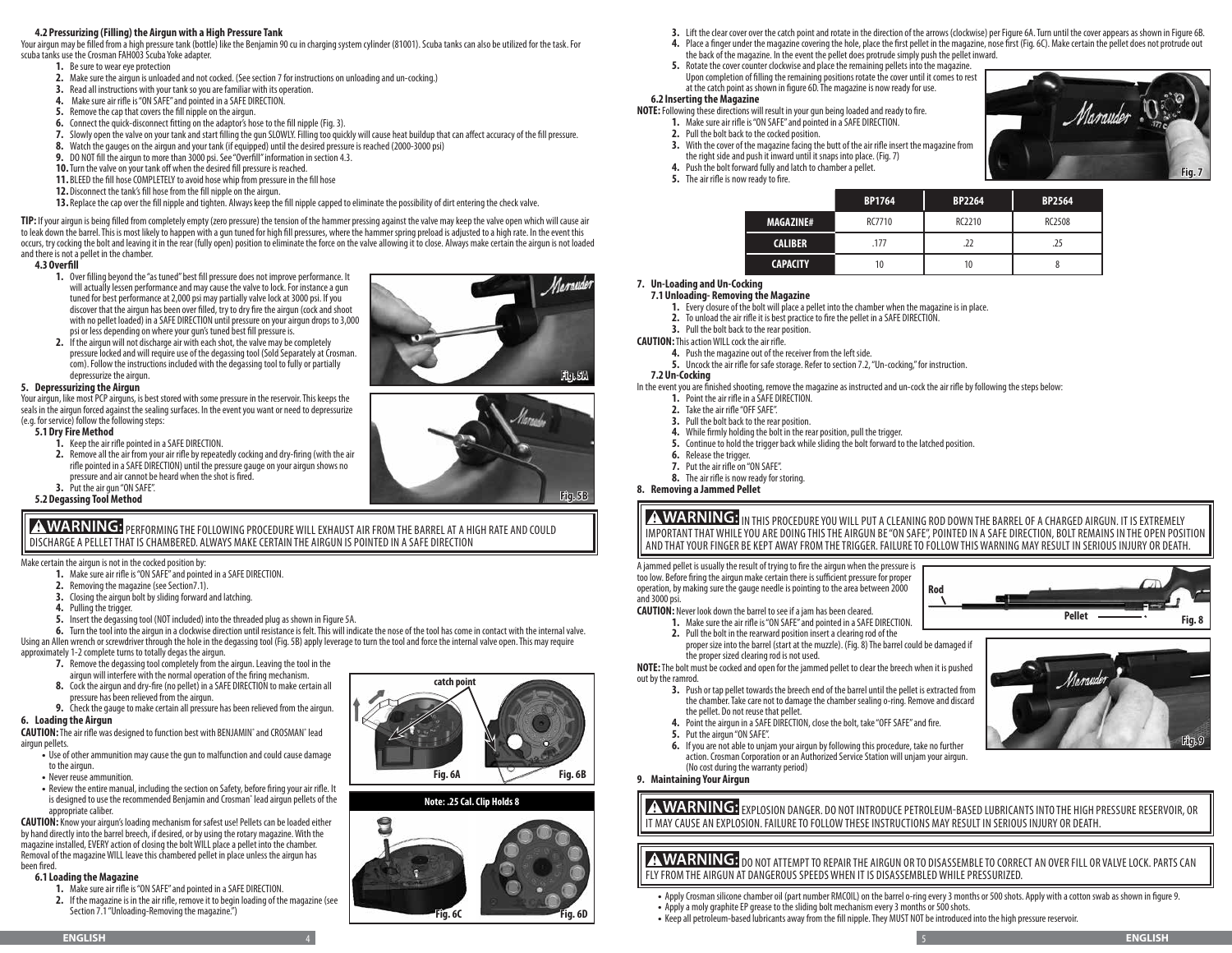### 4.2 Pressurizing (Filling) the Airgun with a High Pressure Tank

Your airgun may be filled from a high pressure tank (bottle) like the Benjamin 90 cu in charging system cylinder (81001). Scuba tanks can also be utilized for the task. For scuba tanks use the Crosman FAH003 Scuba Yoke adapter.

1. Be sure to wear eye protection
2. Make sure the airgun is unloaded and not cocked. (See section 7 for instructions on unloading and un-cocking.)
3. Read all instructions with your tank so you are familiar with its operation.
4. Make sure air rifle is "ON SAFE" and pointed in a SAFE DIRECTION.
5. Remove the cap that covers the fill nipple on the airgun.
6. Connect the quick-disconnect fitting on the adaptor's hose to the fill nipple (Fig. 3).
7. Slowly open the valve on your tank and start filling the gun SLOWLY. Filling too quickly will cause heat buildup that can affect accuracy of the fill pressure.
8. Watch the gauges on the airgun and your tank (if equipped) until the desired pressure is reached (2000-3000 psi)
9. DO NOT fill the airgun to more than 3000 psi. See "Overfill" information in section 4.3.
10. Turn the valve on your tank off when the desired fill pressure is reached.
11. BLEED the fill hose COMPLETELY to avoid hose whip from pressure in the fill hose
12. Disconnect the tank's fill hose from the fill nipple on the airgun.
13. Replace the cap over the fill nipple and tighten. Always keep the fill nipple capped to eliminate the possibility of dirt entering the check valve.

**TIP:** If your airgun is being filled from completely empty (zero pressure) the tension of the hammer pressing against the valve may keep the valve open which will cause air to leak down the barrel. This is most likely to happen with a gun tuned for high fill pressures, where the hammer spring preload is adjusted to a high rate. In the event this occurs, try cocking the bolt and leaving it in the rear (fully open) position to eliminate the force on the valve allowing it to close. Always make certain the airgun is not loaded and there is not a pellet in the chamber.

### 4.3 Overfill

1. Over filling beyond the "as tuned" best fill pressure does not improve performance. It will actually lessen performance and may cause the valve to lock. For instance a gun tuned for best performance at 2,000 psi may partially valve lock at 3000 psi. If you discover that the airgun has been over filled, try to dry fire the airgun (cock and shoot with no pellet loaded) in a SAFE DIRECTION until pressure on your airgun drops to 3,000 psi or less depending on where your gun's tuned best fill pressure is.
2. If the airgun will not discharge air with each shot, the valve may be completely pressure locked and will require use of the degassing tool (Sold Separately at Crosman.com). Follow the instructions included with the degassing tool to fully or partially depressurize the airgun.

Fig. 5A

## 5. Depressurizing the Airgun

Your airgun, like most PCP airguns, is best stored with some pressure in the reservoir. This keeps the seals in the airgun forced against the sealing surfaces. In the event you want or need to depressurize (e.g. for service) follow the following steps:

### 5.1 Dry Fire Method

1. Keep the air rifle pointed in a SAFE DIRECTION.
2. Remove all the air from your air rifle by repeatedly cocking and dry-firing (with the air rifle pointed in a SAFE DIRECTION) until the pressure gauge on your airgun shows no pressure and air cannot be heard when the shot is fired.
3. Put the air gun "ON SAFE".

Fig. 5B

### 5.2 Degassing Tool Method

**⚠WARNING:** PERFORMING THE FOLLOWING PROCEDURE WILL EXHAUST AIR FROM THE BARREL AT A HIGH RATE AND COULD DISCHARGE A PELLET THAT IS CHAMBERED. ALWAYS MAKE CERTAIN THE AIRGUN IS POINTED IN A SAFE DIRECTION

Make certain the airgun is not in the cocked position by:

1. Make sure air rifle is "ON SAFE" and pointed in a SAFE DIRECTION.
2. Removing the magazine (see Section7.1).
3. Closing the airgun bolt by sliding forward and latching.
4. Pulling the trigger.
5. Insert the degassing tool (NOT included) into the threaded plug as shown in Figure 5A.
6. Turn the tool into the airgun in a clockwise direction until resistance is felt. This will indicate the nose of the tool has come in contact with the internal valve.

Using an Allen wrench or screwdriver through the hole in the degassing tool (Fig. 5B) apply leverage to turn the tool and force the internal valve open. This may require approximately 1-2 complete turns to totally degas the airgun.

7. Remove the degassing tool completely from the airgun. Leaving the tool in the airgun will interfere with the normal operation of the firing mechanism.
8. Cock the airgun and dry-fire (no pellet) in a SAFE DIRECTION to make certain all pressure has been relieved from the airgun.
9. Check the gauge to make certain all pressure has been relieved from the airgun.

## 6. Loading the Airgun

**CAUTION:** The air rifle was designed to function best with BENJAMIN® and CROSMAN® lead airgun pellets.

- Use of other ammunition may cause the gun to malfunction and cause damage to the airgun.
- Never reuse ammunition.
- Review the entire manual, including the section on Safety, before firing your air rifle. It is designed to use the recommended Benjamin and Crosman® lead airgun pellets of the appropriate caliber.

**CAUTION:** Know your airgun's loading mechanism for safest use! Pellets can be loaded either by hand directly into the barrel breech, if desired, or by using the rotary magazine. With the magazine installed, EVERY action of closing the bolt WILL place a pellet into the chamber. Removal of the magazine WILL leave this chambered pellet in place unless the airgun has been fired.

### 6.1 Loading the Magazine

1. Make sure air rifle is "ON SAFE" and pointed in a SAFE DIRECTION.
2. If the magazine is in the air rifle, remove it to begin loading of the magazine (see Section 7.1 "Unloading-Removing the magazine.")

catch point

Fig. 6A Fig. 6B

Note: .25 Cal. Clip Holds 8

Fig. 6C Fig. 6D

3. Lift the clear cover over the catch point and rotate in the direction of the arrows (clockwise) per Figure 6A. Turn until the cover appears as shown in Figure 6B.
4. Place a finger under the magazine covering the hole, place the first pellet in the magazine, nose first (Fig. 6C). Make certain the pellet does not protrude out the back of the magazine. In the event the pellet does protrude simply push the pellet inward.
5. Rotate the cover counter clockwise and place the remaining pellets into the magazine. Upon completion of filling the remaining positions rotate the cover until it comes to rest at the catch point as shown in figure 6D. The magazine is now ready for use.

### 6.2 Inserting the Magazine

**NOTE:** Following these directions will result in your gun being loaded and ready to fire.

1. Make sure air rifle is "ON SAFE" and pointed in a SAFE DIRECTION.
2. Pull the bolt back to the cocked position.
3. With the cover of the magazine facing the butt of the air rifle insert the magazine from the right side and push it inward until it snaps into place. (Fig. 7)
4. Push the bolt forward fully and latch to chamber a pellet.
5. The air rifle is now ready to fire.

Fig. 7

| | BP1764 | BP2264 | BP2564 |
|---|---|---|---|
| MAGAZINE# | RC7710 | RC2210 | RC2508 |
| CALIBER | .177 | .22 | .25 |
| CAPACITY | 10 | 10 | 8 |

## 7. Un-Loading and Un-Cocking

### 7.1 Unloading- Removing the Magazine

1. Every closure of the bolt will place a pellet into the chamber when the magazine is in place.
2. To unload the air rifle it is best practice to fire the pellet in a SAFE DIRECTION.
3. Pull the bolt back to the rear position.

**CAUTION:** This action WILL cock the air rifle.

4. Push the magazine out of the receiver from the left side.
5. Uncock the air rifle for safe storage. Refer to section 7.2, "Un-cocking," for instruction.

### 7.2 Un-Cocking

In the event you are finished shooting, remove the magazine as instructed and un-cock the air rifle by following the steps below:

1. Point the air rifle in a SAFE DIRECTION.
2. Take the air rifle "OFF SAFE".
3. Pull the bolt back to the rear position.
4. While firmly holding the bolt in the rear position, pull the trigger.
5. Continue to hold the trigger back while sliding the bolt forward to the latched position.
6. Release the trigger.
7. Put the air rifle on "ON SAFE".
8. The air rifle is now ready for storing.

## 8. Removing a Jammed Pellet

**⚠WARNING:** IN THIS PROCEDURE YOU WILL PUT A CLEANING ROD DOWN THE BARREL OF A CHARGED AIRGUN. IT IS EXTREMELY IMPORTANT THAT WHILE YOU ARE DOING THIS THE AIRGUN BE "ON SAFE", POINTED IN A SAFE DIRECTION, BOLT REMAINS IN THE OPEN POSITION AND THAT YOUR FINGER BE KEPT AWAY FROM THE TRIGGER. FAILURE TO FOLLOW THIS WARNING MAY RESULT IN SERIOUS INJURY OR DEATH.

A jammed pellet is usually the result of trying to fire the airgun when the pressure is too low. Before firing the airgun make certain there is sufficient pressure for proper operation, by making sure the gauge needle is pointing to the area between 2000 and 3000 psi.

**CAUTION:** Never look down the barrel to see if a jam has been cleared.

1. Make sure the air rifle is "ON SAFE" and pointed in a SAFE DIRECTION.
2. Pull the bolt in the rearward position insert a clearing rod of the proper size into the barrel (start at the muzzle). (Fig. 8) The barrel could be damaged if the proper sized clearing rod is not used.

Rod Pellet Fig. 8

**NOTE:** The bolt must be cocked and open for the jammed pellet to clear the breech when it is pushed out by the ramrod.

3. Push or tap pellet towards the breech end of the barrel until the pellet is extracted from the chamber. Take care not to damage the chamber sealing o-ring. Remove and discard the pellet. Do not reuse that pellet.
4. Point the airgun in a SAFE DIRECTION, close the bolt, take "OFF SAFE" and fire.
5. Put the airgun "ON SAFE".
6. If you are not able to unjam your airgun by following this procedure, take no further action. Crosman Corporation or an Authorized Service Station will unjam your airgun. (No cost during the warranty period)

Fig. 9

## 9. Maintaining Your Airgun

**⚠WARNING:** EXPLOSION DANGER. DO NOT INTRODUCE PETROLEUM-BASED LUBRICANTS INTO THE HIGH PRESSURE RESERVOIR, OR IT MAY CAUSE AN EXPLOSION. FAILURE TO FOLLOW THESE INSTRUCTIONS MAY RESULT IN SERIOUS INJURY OR DEATH.

**⚠WARNING:** DO NOT ATTEMPT TO REPAIR THE AIRGUN OR TO DISASSEMBLE TO CORRECT AN OVER FILL OR VALVE LOCK. PARTS CAN FLY FROM THE AIRGUN AT DANGEROUS SPEEDS WHEN IT IS DISASSEMBLED WHILE PRESSURIZED.

- Apply Crosman silicone chamber oil (part number RMCOIL) on the barrel o-ring every 3 months or 500 shots. Apply with a cotton swab as shown in figure 9.
- Apply a moly graphite EP grease to the sliding bolt mechanism every 3 months or 500 shots.
- Keep all petroleum-based lubricants away from the fill nipple. They MUST NOT be introduced into the high pressure reservoir.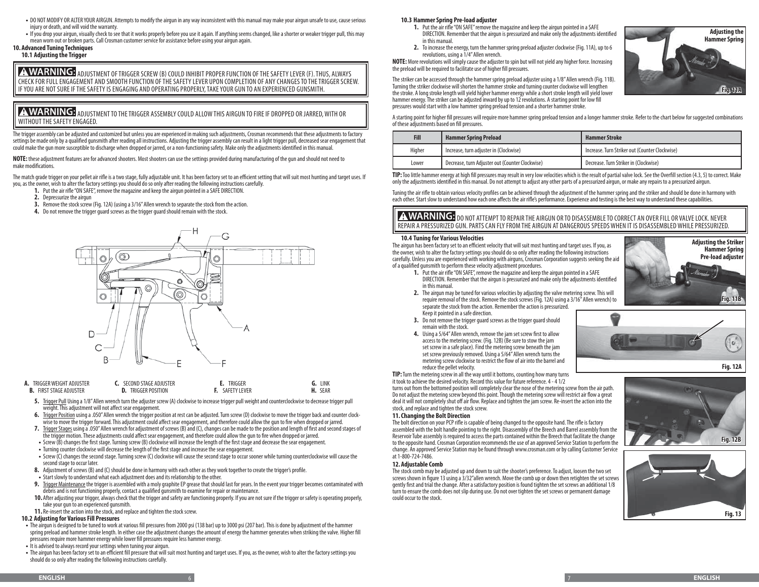- DO NOT MODIFY OR ALTER YOUR AIRGUN. Attempts to modify the airgun in any way inconsistent with this manual may make your airgun unsafe to use, cause serious injury or death, and will void the warranty.
- If you drop your airgun, visually check to see that it works properly before you use it again. If anything seems changed, like a shorter or weaker trigger pull, this may mean worn out or broken parts. Call Crosman customer service for assistance before using your airgun again.

## 10. Advanced Tuning Techniques

### 10.1 Adjusting the Trigger

**⚠WARNING:** ADJUSTMENT OF TRIGGER SCREW (B) COULD INHIBIT PROPER FUNCTION OF THE SAFETY LEVER (F). THUS, ALWAYS CHECK FOR FULL ENGAGEMENT AND SMOOTH FUNCTION OF THE SAFETY LEVER UPON COMPLETION OF ANY CHANGES TO THE TRIGGER SCREW. IF YOU ARE NOT SURE IF THE SAFETY IS ENGAGING AND OPERATING PROPERLY, TAKE YOUR GUN TO AN EXPERIENCED GUNSMITH.

**⚠WARNING:** ADJUSTMENT TO THE TRIGGER ASSEMBLY COULD ALLOW THIS AIRGUN TO FIRE IF DROPPED OR JARRED, WITH OR WITHOUT THE SAFETY ENGAGED.

The trigger assembly can be adjusted and customized but unless you are experienced in making such adjustments, Crosman recommends that these adjustments to factory settings be made only by a qualified gunsmith after reading all instructions. Adjusting the trigger assembly can result in a light trigger pull, decreased sear engagement that could make the gun more susceptible to discharge when dropped or jarred, or a non-functioning safety. Make only the adjustments identified in this manual.

**NOTE:** these adjustment features are for advanced shooters. Most shooters can use the settings provided during manufacturing of the gun and should not need to make modifications.

The match grade trigger on your pellet air rifle is a two stage, fully adjustable unit. It has been factory set to an efficient setting that will suit most hunting and target uses. If you, as the owner, wish to alter the factory settings you should do so only after reading the following instructions carefully.

1. Put the air rifle "ON SAFE", remove the magazine and keep the airgun pointed in a SAFE DIRECTION.
2. Depressurize the airgun
3. Remove the stock screw (Fig. 12A) (using a 3/16" Allen wrench to separate the stock from the action.
4. Do not remove the trigger guard screws as the trigger guard should remain with the stock.

**A.** TRIGGER WEIGHT ADJUSTER
**B.** FIRST STAGE ADJUSTER
**C.** SECOND STAGE ADJUSTER
**D.** TRIGGER POSITION
**E.** TRIGGER
**F.** SAFETY LEVER
**G.** LINK
**H.** SEAR

5. Trigger Pull Using a 1/8" Allen wrench turn the adjuster screw (A) clockwise to increase trigger pull weight and counterclockwise to decrease trigger pull weight. This adjustment will not affect sear engagement.
6. Trigger Position using a .050" Allen wrench the trigger position at rest can be adjusted. Turn screw (D) clockwise to move the trigger back and counter clockwise to move the trigger forward. This adjustment could affect sear engagement, and therefore could allow the gun to fire when dropped or jarred.
7. Trigger Stages using a .050" Allen wrench for adjustment of screws (B) and (C), changes can be made to the position and length of first and second stages of the trigger motion. These adjustments could affect sear engagement, and therefore could allow the gun to fire when dropped or jarred.
   - Screw (B) changes the first stage. Turning screw (B) clockwise will increase the length of the first stage and decrease the sear engagement.
   - Turning counter clockwise will decrease the length of the first stage and increase the sear engagement.
   - Screw (C) changes the second stage. Turning screw (C) clockwise will cause the second stage to occur sooner while turning counterclockwise will cause the second stage to occur later.
8. Adjustment of screws (B) and (C) should be done in harmony with each other as they work together to create the trigger's profile.
   - Start slowly to understand what each adjustment does and its relationship to the other.
9. Trigger Maintenance the trigger is assembled with a moly graphite EP grease that should last for years. In the event your trigger becomes contaminated with debris and is not functioning properly, contact a qualified gunsmith to examine for repair or maintenance.
10. After adjusting your trigger, always check that the trigger and safety are functioning properly. If you are not sure if the trigger or safety is operating properly, take your gun to an experienced gunsmith.
11. Re-insert the action into the stock, and replace and tighten the stock screw.

### 10.2 Adjusting for Various Fill Pressures

- The airgun is designed to be tuned to work at various fill pressures from 2000 psi (138 bar) up to 3000 psi (207 bar). This is done by adjustment of the hammer spring preload and hammer stroke length. In either case the adjustment changes the amount of energy the hammer generates when striking the valve. Higher fill pressures require more hammer energy while lower fill pressures require less hammer energy.
- It is advised to always record your settings when tuning your airgun.
- The airgun has been factory set to an efficient fill pressure that will suit most hunting and target uses. If you, as the owner, wish to alter the factory settings you should do so only after reading the following instructions carefully.

### 10.3 Hammer Spring Pre-load adjuster

1. Put the air rifle "ON SAFE" remove the magazine and keep the airgun pointed in a SAFE DIRECTION. Remember that the airgun is pressurized and make only the adjustments identified in this manual.
2. To increase the energy, turn the hammer spring preload adjuster clockwise (Fig. 11A), up to 6 revolutions, using a 1/4" Allen wrench.

**NOTE:** More revolutions will simply cause the adjuster to spin but will not yield any higher force. Increasing the preload will be required to facilitate use of higher fill pressures.

Adjusting the Hammer Spring
Fig. 11A

The striker can be accessed through the hammer spring preload adjuster using a 1/8" Allen wrench (Fig. 11B). Turning the striker clockwise will shorten the hammer stroke and turning counter clockwise will lengthen the stroke. A long stroke length will yield higher hammer energy while a short stroke length will yield lower hammer energy. The striker can be adjusted inward by up to 12 revolutions. A starting point for low fill pressures would start with a low hammer spring preload tension and a shorter hammer stroke.

A starting point for higher fill pressures will require more hammer spring preload tension and a longer hammer stroke. Refer to the chart below for suggested combinations of these adjustments based on fill pressures.

| Fill | Hammer Spring Preload | Hammer Stroke |
|---|---|---|
| Higher | Increase, turn adjuster in (Clockwise) | Increase. Turn Striker out (Counter Clockwise) |
| Lower | Decrease, turn Adjuster out (Counter Clockwise) | Decrease. Turn Striker in (Clockwise) |

**TIP:** Too little hammer energy at high fill pressures may result in very low velocities which is the result of partial valve lock. See the Overfill section (4.3, 5) to correct. Make only the adjustments identified in this manual. Do not attempt to adjust any other parts of a pressurized airgun, or make any repairs to a pressurized airgun.

Tuning the air rifle to obtain various velocity profiles can be achieved through the adjustment of the hammer spring and the striker and should be done in harmony with each other. Start slow to understand how each one affects the air rifle's performance. Experience and testing is the best way to understand these capabilities.

**⚠WARNING:** DO NOT ATTEMPT TO REPAIR THE AIRGUN OR TO DISASSEMBLE TO CORRECT AN OVER FILL OR VALVE LOCK. NEVER REPAIR A PRESSURIZED GUN. PARTS CAN FLY FROM THE AIRGUN AT DANGEROUS SPEEDS WHEN IT IS DISASSEMBLED WHILE PRESSURIZED.

### 10.4 Tuning for Various Velocities

The airgun has been factory set to an efficient velocity that will suit most hunting and target uses. If you, as the owner, wish to alter the factory settings you should do so only after reading the following instructions carefully. Unless you are experienced with working with airguns, Crosman Corporation suggests seeking the aid of a qualified gunsmith to perform these velocity adjustment procedures.

Adjusting the Striker Hammer Spring Pre-load adjuster
Fig. 11B

1. Put the air rifle "ON SAFE", remove the magazine and keep the airgun pointed in a SAFE DIRECTION. Remember that the airgun is pressurized and make only the adjustments identified in this manual.
2. The airgun may be tuned for various velocities by adjusting the valve metering screw. This will require removal of the stock. Remove the stock screws (Fig. 12A) using a 3/16" Allen wrench) to separate the stock from the action. Remember the action is pressurized. Keep it pointed in a safe direction.
3. Do not remove the trigger guard screws as the trigger guard should remain with the stock.
4. Using a 5/64" Allen wrench, remove the jam set screw first to allow access to the metering screw. (Fig. 12B) (Be sure to stow the jam set screw in a safe place). Find the metering screw beneath the jam set screw previously removed. Using a 5/64" Allen wrench turns the metering screw clockwise to restrict the flow of air into the barrel and reduce the pellet velocity.

Fig. 12A

**TIP:** Turn the metering screw in all the way until it bottoms, counting how many turns it took to achieve the desired velocity. Record this value for future reference. 4 - 4 1/2 turns out from the bottomed position will completely clear the nose of the metering screw from the air path. Do not adjust the metering screw beyond this point. Though the metering screw will restrict air flow a great deal it will not completely shut off air flow. Replace and tighten the jam screw. Re-insert the action into the stock, and replace and tighten the stock screw.

## 11. Changing the Bolt Direction

The bolt direction on your PCP rifle is capable of being changed to the opposite hand. The rifle is factory assembled with the bolt handle pointing to the right. Disassembly of the Breech and Barrel assembly from the Reservoir Tube assembly is required to access the parts contained within the Breech that facilitate the change to the opposite hand. Crosman Corporation recommends the use of an approved Service Station to perform the change. An approved Service Station may be found through www.crosman.com or by calling Customer Service at 1-800-724-7486.

Fig. 12B

## 12. Adjustable Comb

The stock comb may be adjusted up and down to suit the shooter's preference. To adjust, loosen the two set screws shown in figure 13 using a 3/32"allen wrench. Move the comb up or down then retighten the set screws gently first and trial the change. After a satisfactory position is found tighten the set screws an additional 1/8 turn to ensure the comb does not slip during use. Do not over tighten the set screws or permanent damage could occur to the stock.

Fig. 13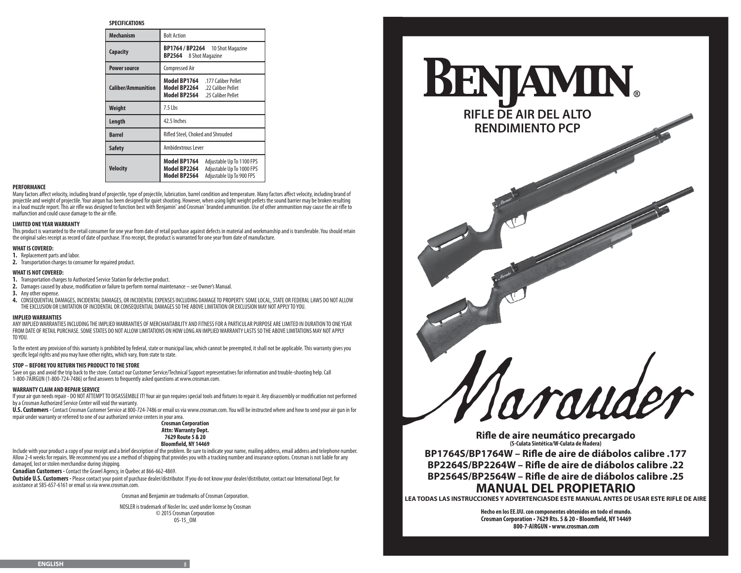**SPECIFICATIONS**

| Mechanism | Bolt Action |
|---|---|
| Capacity | **BP1764 / BP2264** 10 Shot Magazine<br>**BP2564** 8 Shot Magazine |
| Power source | Compressed Air |
| Caliber/Ammunition | **Model BP1764** .177 Caliber Pellet<br>**Model BP2264** .22 Caliber Pellet<br>**Model BP2564** .25 Caliber Pellet |
| Weight | 7.5 Lbs |
| Length | 42.5 Inches |
| Barrel | Rifled Steel, Choked and Shrouded |
| Safety | Ambidextrous Lever |
| Velocity | **Model BP1764** Adjustable Up To 1100 FPS<br>**Model BP2264** Adjustable Up To 1000 FPS<br>**Model BP2564** Adjustable Up To 900 FPS |

**PERFORMANCE**

Many factors affect velocity, including brand of projectile, type of projectile, lubrication, barrel condition and temperature. Many factors affect velocity, including brand of projectile and weight of projectile. Your airgun has been designed for quiet shooting. However, when using light weight pellets the sound barrier may be broken resulting in a loud muzzle report. This air rifle was designed to function best with Benjamin® and Crosman® branded ammunition. Use of other ammunition may cause the air rifle to malfunction and could cause damage to the air rifle.

**LIMITED ONE YEAR WARRANTY**

This product is warranted to the retail consumer for one year from date of retail purchase against defects in material and workmanship and is transferable. You should retain the original sales receipt as record of date of purchase. If no receipt, the product is warranted for one year from date of manufacture.

**WHAT IS COVERED:**

1. Replacement parts and labor.
2. Transportation charges to consumer for repaired product.

**WHAT IS NOT COVERED:**

1. Transportation charges to Authorized Service Station for defective product.
2. Damages caused by abuse, modification or failure to perform normal maintenance – see Owner's Manual.
3. Any other expense.
4. CONSEQUENTIAL DAMAGES, INCIDENTAL DAMAGES, OR INCIDENTAL EXPENSES INCLUDING DAMAGE TO PROPERTY. SOME LOCAL, STATE OR FEDERAL LAWS DO NOT ALLOW THE EXCLUSION OR LIMITATION OF INCIDENTAL OR CONSEQUENTIAL DAMAGES SO THE ABOVE LIMITATION OR EXCLUSION MAY NOT APPLY TO YOU.

**IMPLIED WARRANTIES**

ANY IMPLIED WARRANTIES INCLUDING THE IMPLIED WARRANTIES OF MERCHANTABILITY AND FITNESS FOR A PARTICULAR PURPOSE ARE LIMITED IN DURATION TO ONE YEAR FROM DATE OF RETAIL PURCHASE. SOME STATES DO NOT ALLOW LIMITATIONS ON HOW LONG AN IMPLIED WARRANTY LASTS SO THE ABOVE LIMITATIONS MAY NOT APPLY TO YOU.

To the extent any provision of this warranty is prohibited by federal, state or municipal law, which cannot be preempted, it shall not be applicable. This warranty gives you specific legal rights and you may have other rights, which vary, from state to state.

**STOP – BEFORE YOU RETURN THIS PRODUCT TO THE STORE**

Save on gas and avoid the trip back to the store. Contact our Customer Service/Technical Support representatives for information and trouble-shooting help. Call 1-800-7AIRGUN (1-800-724-7486) or find answers to frequently asked questions at www.crosman.com.

**WARRANTY CLAIM AND REPAIR SERVICE**

If your air gun needs repair - DO NOT ATTEMPT TO DISASSEMBLE IT! Your air gun requires special tools and fixtures to repair it. Any disassembly or modification not performed by a Crosman Authorized Service Center will void the warranty.

**U.S. Customers -** Contact Crosman Customer Service at 800-724-7486 or email us via www.crosman.com. You will be instructed where and how to send your air gun in for repair under warranty or referred to one of our authorized service centers in your area.

**Crosman Corporation**
**Attn: Warranty Dept.**
**7629 Route 5 & 20**
**Bloomfield, NY 14469**

Include with your product a copy of your receipt and a brief description of the problem. Be sure to indicate your name, mailing address, email address and telephone number. Allow 2-4 weeks for repairs. We recommend you use a method of shipping that provides you with a tracking number and insurance options. Crosman is not liable for any damaged, lost or stolen merchandise during shipping.

**Canadian Customers -** Contact the Gravel Agency, in Quebec at 866-662-4869.

**Outside U.S. Customers -** Please contact your point of purchase dealer/distributor. If you do not know your dealer/distributor, contact our International Dept. for assistance at 585-657-6161 or email us via www.crosman.com.

Crosman and Benjamin are trademarks of Crosman Corporation.

NOSLER is trademark of Nosler Inc. used under license by Crosman
© 2015 Crosman Corporation
05-15_OM

# BENJAMIN®

## RIFLE DE AIR DEL ALTO RENDIMIENTO PCP

# Marauder

**Rifle de aire neumático precargado**
**(S-Culata Sintética/W-Culata de Madera)**

**BP1764S/BP1764W – Rifle de aire de diábolos calibre .177**
**BP2264S/BP2264W – Rifle de aire de diábolos calibre .22**
**BP2564S/BP2564W – Rifle de aire de diábolos calibre .25**

## MANUAL DEL PROPIETARIO

**LEA TODAS LAS INSTRUCCIONES Y ADVERTENCIASDE ESTE MANUAL ANTES DE USAR ESTE RIFLE DE AIRE**

**Hecho en los EE.UU. con componentes obtenidos en todo el mundo.**
**Crosman Corporation • 7629 Rts. 5 & 20 • Bloomfield, NY 14469**
**800-7-AIRGUN • www.crosman.com**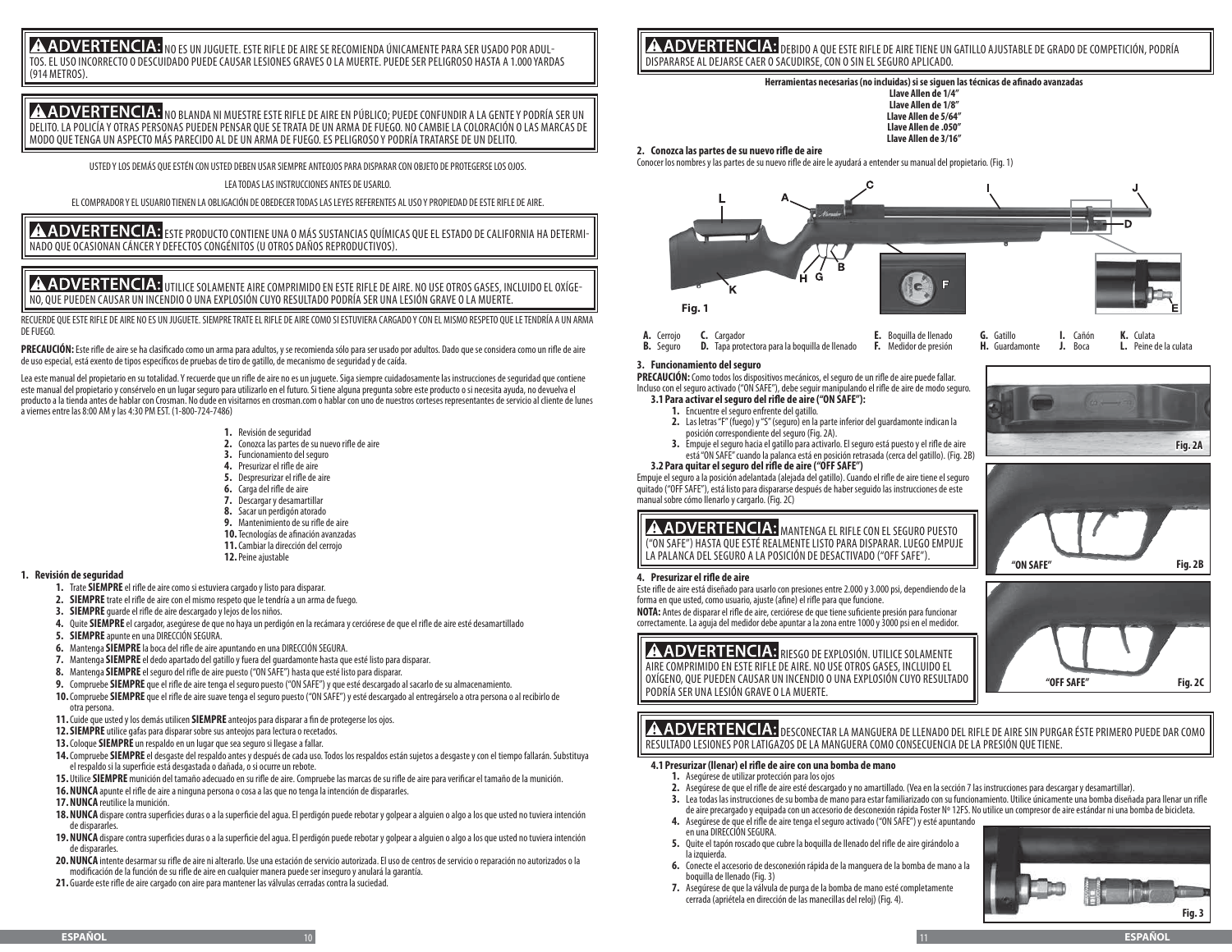**⚠ADVERTENCIA:** NO ES UN JUGUETE. ESTE RIFLE DE AIRE SE RECOMIENDA ÚNICAMENTE PARA SER USADO POR ADULTOS. EL USO INCORRECTO O DESCUIDADO PUEDE CAUSAR LESIONES GRAVES O LA MUERTE. PUEDE SER PELIGROSO HASTA A 1.000 YARDAS (914 METROS).

**⚠ADVERTENCIA:** NO BLANDA NI MUESTRE ESTE RIFLE DE AIRE EN PÚBLICO; PUEDE CONFUNDIR A LA GENTE Y PODRÍA SER UN DELITO. LA POLICÍA Y OTRAS PERSONAS PUEDEN PENSAR QUE SE TRATA DE UN ARMA DE FUEGO. NO CAMBIE LA COLORACIÓN O LAS MARCAS DE MODO QUE TENGA UN ASPECTO MÁS PARECIDO AL DE UN ARMA DE FUEGO. ES PELIGROSO Y PODRÍA TRATARSE DE UN DELITO.

USTED Y LOS DEMÁS QUE ESTÉN CON USTED DEBEN USAR SIEMPRE ANTEOJOS PARA DISPARAR CON OBJETO DE PROTEGERSE LOS OJOS.

LEA TODAS LAS INSTRUCCIONES ANTES DE USARLO.

EL COMPRADOR Y EL USUARIO TIENEN LA OBLIGACIÓN DE OBEDECER TODAS LAS LEYES REFERENTES AL USO Y PROPIEDAD DE ESTE RIFLE DE AIRE.

**⚠ADVERTENCIA:** ESTE PRODUCTO CONTIENE UNA O MÁS SUSTANCIAS QUÍMICAS QUE EL ESTADO DE CALIFORNIA HA DETERMINADO QUE OCASIONAN CÁNCER Y DEFECTOS CONGÉNITOS (U OTROS DAÑOS REPRODUCTIVOS).

**⚠ADVERTENCIA:** UTILICE SOLAMENTE AIRE COMPRIMIDO EN ESTE RIFLE DE AIRE. NO USE OTROS GASES, INCLUIDO EL OXÍGENO, QUE PUEDEN CAUSAR UN INCENDIO O UNA EXPLOSIÓN CUYO RESULTADO PODRÍA SER UNA LESIÓN GRAVE O LA MUERTE.

RECUERDE QUE ESTE RIFLE DE AIRE NO ES UN JUGUETE. SIEMPRE TRATE EL RIFLE DE AIRE COMO SI ESTUVIERA CARGADO Y CON EL MISMO RESPETO QUE LE TENDRÍA A UN ARMA DE FUEGO.

**PRECAUCIÓN:** Este rifle de aire se ha clasificado como un arma para adultos, y se recomienda sólo para ser usado por adultos. Dado que se considera como un rifle de aire de uso especial, está exento de tipos específicos de pruebas de tiro de gatillo, de mecanismo de seguridad y de caída.

Lea este manual del propietario en su totalidad. Y recuerde que un rifle de aire no es un juguete. Siga siempre cuidadosamente las instrucciones de seguridad que contiene este manual del propietario y consérvelo en un lugar seguro para utilizarlo en el futuro. Si tiene alguna pregunta sobre este producto o si necesita ayuda, no devuelva el producto a la tienda antes de hablar con Crosman. No dude en visitarnos en crosman.com o hablar con uno de nuestros corteses representantes de servicio al cliente de lunes a viernes entre las 8:00 AM y las 4:30 PM EST. (1-800-724-7486)

1. Revisión de seguridad
2. Conozca las partes de su nuevo rifle de aire
3. Funcionamiento del seguro
4. Presurizar el rifle de aire
5. Despresurizar el rifle de aire
6. Carga del rifle de aire
7. Descargar y desamartillar
8. Sacar un perdigón atorado
9. Mantenimiento de su rifle de aire
10. Tecnologías de afinación avanzadas
11. Cambiar la dirección del cerrojo
12. Peine ajustable

### 1. Revisión de seguridad

1. Trate **SIEMPRE** el rifle de aire como si estuviera cargado y listo para disparar.
2. **SIEMPRE** trate el rifle de aire con el mismo respeto que le tendría a un arma de fuego.
3. **SIEMPRE** guarde el rifle de aire descargado y lejos de los niños.
4. Quite **SIEMPRE** el cargador, asegúrese de que no haya un perdigón en la recámara y cerciórese de que el rifle de aire esté desamartillado
5. **SIEMPRE** apunte en una DIRECCIÓN SEGURA.
6. Mantenga **SIEMPRE** la boca del rifle de aire apuntando en una DIRECCIÓN SEGURA.
7. Mantenga **SIEMPRE** el dedo apartado del gatillo y fuera del guardamonte hasta que esté listo para disparar.
8. Mantenga **SIEMPRE** el seguro del rifle de aire puesto ("ON SAFE") hasta que esté listo para disparar.
9. Compruebe **SIEMPRE** que el rifle de aire tenga el seguro puesto ("ON SAFE") y que esté descargado al sacarlo de su almacenamiento.
10. Compruebe **SIEMPRE** que el rifle de aire suave tenga el seguro puesto ("ON SAFE") y esté descargado al entregárselo a otra persona o al recibirlo de otra persona.
11. Cuide que usted y los demás utilicen **SIEMPRE** anteojos para disparar a fin de protegerse los ojos.
12. **SIEMPRE** utilice gafas para disparar sobre sus anteojos para lectura o recetados.
13. Coloque **SIEMPRE** un respaldo en un lugar que sea seguro si llegase a fallar.
14. Compruebe **SIEMPRE** el desgaste del respaldo antes y después de cada uso. Todos los respaldos están sujetos a desgaste y con el tiempo fallarán. Substituya el respaldo si la superficie está desgastada o dañada, o si ocurre un rebote.
15. Utilice **SIEMPRE** munición del tamaño adecuado en su rifle de aire. Compruebe las marcas de su rifle de aire para verificar el tamaño de la munición.
16. **NUNCA** apunte el rifle de aire a ninguna persona o cosa a las que no tenga la intención de dispararles.
17. **NUNCA** reutilice la munición.
18. **NUNCA** dispare contra superficies duras o a la superficie del agua. El perdigón puede rebotar y golpear a alguien o algo a los que usted no tuviera intención de dispararles.
19. **NUNCA** dispare contra superficies duras o a la superficie del agua. El perdigón puede rebotar y golpear a alguien o algo a los que usted no tuviera intención de dispararles.
20. **NUNCA** intente desarmar su rifle de aire ni alterarlo. Use una estación de servicio autorizada. El uso de centros de servicio o reparación no autorizados o la modificación de la función de su rifle de aire en cualquier manera puede ser inseguro y anulará la garantía.
21. Guarde este rifle de aire cargado con aire para mantener las válvulas cerradas contra la suciedad.

**⚠ADVERTENCIA:** DEBIDO A QUE ESTE RIFLE DE AIRE TIENE UN GATILLO AJUSTABLE DE GRADO DE COMPETICIÓN, PODRÍA DISPARARSE AL DEJARSE CAER O SACUDIRSE, CON O SIN EL SEGURO APLICADO.

**Herramientas necesarias (no incluidas) si se siguen las técnicas de afinado avanzadas**
**Llave Allen de 1/4"**
**Llave Allen de 1/8"**
**Llave Allen de 5/64"**
**Llave Allen de .050"**
**Llave Allen de 3/16"**

### 2. Conozca las partes de su nuevo rifle de aire

Conocer los nombres y las partes de su nuevo rifle de aire le ayudará a entender su manual del propietario. (Fig. 1)

Fig. 1

- **A.** Cerrojo
- **B.** Seguro
- **C.** Cargador
- **D.** Tapa protectora para la boquilla de llenado
- **E.** Boquilla de llenado
- **F.** Medidor de presión
- **G.** Gatillo
- **H.** Guardamonte
- **I.** Cañón
- **J.** Boca
- **K.** Culata
- **L.** Peine de la culata

### 3. Funcionamiento del seguro

**PRECAUCIÓN:** Como todos los dispositivos mecánicos, el seguro de un rifle de aire puede fallar. Incluso con el seguro activado ("ON SAFE"), debe seguir manipulando el rifle de aire de modo seguro.

**3.1 Para activar el seguro del rifle de aire ("ON SAFE"):**

1. Encuentre el seguro enfrente del gatillo.
2. Las letras "F" (fuego) y "S" (seguro) en la parte inferior del guardamonte indican la posición correspondiente del seguro (Fig. 2A).
3. Empuje el seguro hacia el gatillo para activarlo. El seguro está puesto y el rifle de aire está "ON SAFE" cuando la palanca está en posición retrasada (cerca del gatillo). (Fig. 2B)

**3.2 Para quitar el seguro del rifle de aire ("OFF SAFE")**

Empuje el seguro a la posición adelantada (alejada del gatillo). Cuando el rifle de aire tiene el seguro quitado ("OFF SAFE"), está listo para dispararse después de haber seguido las instrucciones de este manual sobre cómo llenarlo y cargarlo. (Fig. 2C)

Fig. 2A

"ON SAFE" Fig. 2B

"OFF SAFE" Fig. 2C

**⚠ADVERTENCIA:** MANTENGA EL RIFLE CON EL SEGURO PUESTO ("ON SAFE") HASTA QUE ESTÉ REALMENTE LISTO PARA DISPARAR. LUEGO EMPUJE LA PALANCA DEL SEGURO A LA POSICIÓN DE DESACTIVADO ("OFF SAFE").

### 4. Presurizar el rifle de aire

Este rifle de aire está diseñado para usarlo con presiones entre 2.000 y 3.000 psi, dependiendo de la forma en que usted, como usuario, ajuste (afine) el rifle para que funcione.

**NOTA:** Antes de disparar el rifle de aire, cerciórese de que tiene suficiente presión para funcionar correctamente. La aguja del medidor debe apuntar a la zona entre 1000 y 3000 psi en el medidor.

**⚠ADVERTENCIA:** RIESGO DE EXPLOSIÓN. UTILICE SOLAMENTE AIRE COMPRIMIDO EN ESTE RIFLE DE AIRE. NO USE OTROS GASES, INCLUIDO EL OXÍGENO, QUE PUEDEN CAUSAR UN INCENDIO O UNA EXPLOSIÓN CUYO RESULTADO PODRÍA SER UNA LESIÓN GRAVE O LA MUERTE.

**⚠ADVERTENCIA:** DESCONECTAR LA MANGUERA DE LLENADO DEL RIFLE DE AIRE SIN PURGAR ÉSTE PRIMERO PUEDE DAR COMO RESULTADO LESIONES POR LATIGAZOS DE LA MANGUERA COMO CONSECUENCIA DE LA PRESIÓN QUE TIENE.

**4.1 Presurizar (llenar) el rifle de aire con una bomba de mano**

1. Asegúrese de utilizar protección para los ojos
2. Asegúrese de que el rifle de aire esté descargado y no amartillado. (Vea en la sección 7 las instrucciones para descargar y desamartillar).
3. Lea todas las instrucciones de su bomba de mano para estar familiarizado con su funcionamiento. Utilice únicamente una bomba diseñada para llenar un rifle de aire precargado y equipada con un accesorio de desconexión rápida Foster Nº 12FS. No utilice un compresor de aire estándar ni una bomba de bicicleta.
4. Asegúrese de que el rifle de aire tenga el seguro activado ("ON SAFE") y esté apuntando en una DIRECCIÓN SEGURA.
5. Quite el tapón roscado que cubre la boquilla de llenado del rifle de aire girándolo a la izquierda.
6. Conecte el accesorio de desconexión rápida de la manguera de la bomba de mano a la boquilla de llenado (Fig. 3)
7. Asegúrese de que la válvula de purga de la bomba de mano esté completamente cerrada (apriétela en dirección de las manecillas del reloj) (Fig. 4).

Fig. 3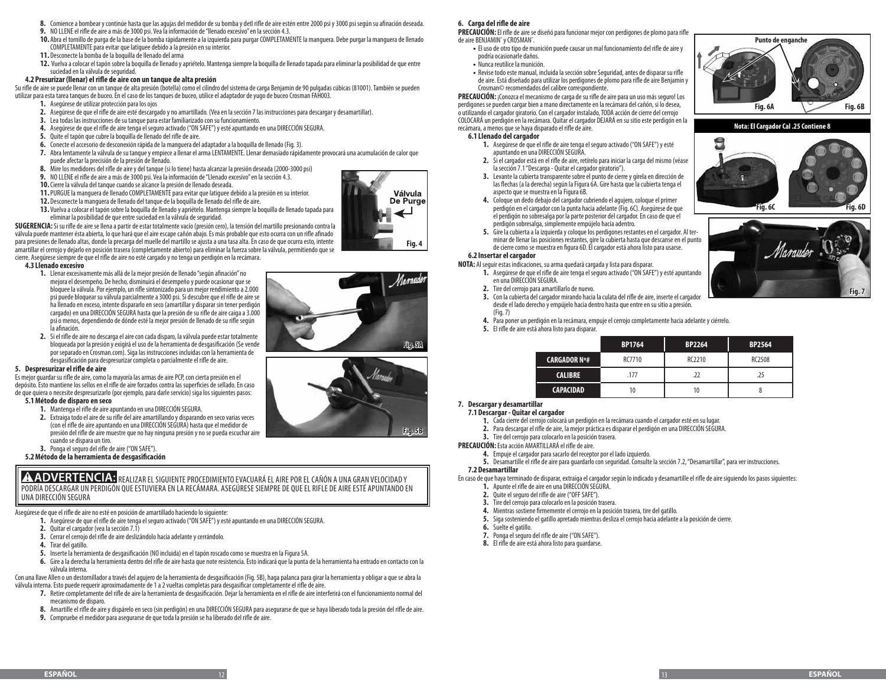8. Comience a bombear y continúe hasta que las agujas del medidor de su bomba y detl rifle de aire estén entre 2000 psi y 3000 psi según su afinación deseada.
9. NO LLENE el rifle de aire a más de 3000 psi. Vea la información de "llenado excesivo" en la sección 4.3.
10. Abra el tornillo de purga de la base de la bomba rápidamente a la izquierda para purgar COMPLETAMENTE la manguera. Debe purgar la manguera de llenado COMPLETAMENTE para evitar que latiguee debido a la presión en su interior.
11. Desconecte la bomba de la boquilla de llenado del arma
12. Vuelva a colocar el tapón sobre la boquilla de llenado y apriételo. Mantenga siempre la boquilla de llenado tapada para eliminar la posibilidad de que entre suciedad en la válvula de seguridad.

### 4.2 Presurizar (llenar) el rifle de aire con un tanque de alta presión

Su rifle de aire se puede llenar con un tanque de alta presión (botella) como el cilindro del sistema de carga Benjamin de 90 pulgadas cúbicas (81001). También se pueden utilizar para esta tarea tanques de buceo. En el caso de los tanques de buceo, utilice el adaptador de yugo de buceo Crosman FAH003.

1. Asegúrese de utilizar protección para los ojos
2. Asegúrese de que el rifle de aire esté descargado y no amartillado. (Vea en la sección 7 las instrucciones para descargar y desamartillar).
3. Lea todas las instrucciones de su tanque para estar familiarizado con su funcionamiento.
4. Asegúrese de que el rifle de aire tenga el seguro activado ("ON SAFE") y esté apuntando en una DIRECCIÓN SEGURA.
5. Quite el tapón que cubre la boquilla de llenado del rifle de aire.
6. Conecte el accesorio de desconexión rápida de la manguera del adaptador a la boquilla de llenado (Fig. 3).
7. Abra lentamente la válvula de su tanque y empiece a llenar el arma LENTAMENTE. Llenar demasiado rápidamente provocará una acumulación de calor que puede afectar la precisión de la presión de llenado.
8. Mire los medidores del rifle de aire y del tanque (si lo tiene) hasta alcanzar la presión deseada (2000-3000 psi)
9. NO LLENE el rifle de aire a más de 3000 psi. Vea la información de "Llenado excesivo" en la sección 4.3.
10. Cierre la válvula del tanque cuando se alcance la presión de llenado deseada.
11. PURGUE la manguera de llenado COMPLETAMENTE para evitar que latiguee debido a la presión en su interior.
12. Desconecte la manguera de llenado del tanque de la boquilla de llenado del rifle de aire.
13. Vuelva a colocar el tapón sobre la boquilla de llenado y apriételo. Mantenga siempre la boquilla de llenado tapada para eliminar la posibilidad de que entre suciedad en la válvula de seguridad.

Válvula De Purge

Fig. 4

**SUGERENCIA:** Si su rifle de aire se llena a partir de estar totalmente vacío (presión cero), la tensión del martillo presionando contra la válvula puede mantener ésta abierta, lo que hará que el aire escape cañón abajo. Es más probable que esto ocurra con un rifle afinado para presiones de llenado altas, donde la precarga del muelle del martillo se ajusta a una tasa alta. En caso de que ocurra esto, intente amartillar el cerrojo y dejarlo en posición trasera (completamente abierto) para eliminar la fuerza sobre la válvula, permitiendo que se cierre. Asegúrese siempre de que el rifle de aire no esté cargado y no tenga un perdigón en la recámara.

### 4.3 Llenado excesivo

1. Llenar excesivamente más allá de la mejor presión de llenado "según afinación" no mejora el desempeño. De hecho, disminuirá el desempeño y puede ocasionar que se bloquee la válvula. Por ejemplo, un rifle sintonizado para un mejor rendimiento a 2.000 psi puede bloquear su válvula parcialmente a 3000 psi. Si descubre que el rifle de aire se ha llenado en exceso, intente dispararlo en seco (amartillar y disparar sin tener perdigón cargado) en una DIRECCIÓN SEGURA hasta que la presión de su rifle de aire caiga a 3.000 psi o menos, dependiendo de dónde esté la mejor presión de llenado de su rifle según la afinación.
2. Si el rifle de aire no descarga el aire con cada disparo, la válvula puede estar totalmente bloqueada por la presión y exigirá el uso de la herramienta de desgasificación (Se vende por separado en Crosman.com). Siga las instrucciones incluidas con la herramienta de desgasificación para despresurizar completa o parcialmente el rifle de aire.

Fig. 5A

## 5. Despresurizar el rifle de aire

Es mejor guardar su rifle de aire, como la mayoría las armas de aire PCP, con cierta presión en el depósito. Esto mantiene los sellos en el rifle de aire forzados contra las superficies de sellado. En caso de que quiera o necesite despresurizarlo (por ejemplo, para darle servicio) siga los siguientes pasos:

### 5.1 Método de disparo en seco

1. Mantenga el rifle de aire apuntando en una DIRECCIÓN SEGURA.
2. Extraiga todo el aire de su rifle del aire amartillando y disparando en seco varias veces (con el rifle de aire apuntando en una DIRECCIÓN SEGURA) hasta que el medidor de presión del rifle de aire muestre que no hay ninguna presión y no se pueda escuchar aire cuando se dispara un tiro.
3. Ponga el seguro del rifle de aire ("ON SAFE").

Fig. 5B

### 5.2 Método de la herramienta de desgasificación

**⚠ ADVERTENCIA:** REALIZAR EL SIGUIENTE PROCEDIMIENTO EVACUARÁ EL AIRE POR EL CAÑÓN A UNA GRAN VELOCIDAD Y PODRÍA DESCARGAR UN PERDIGÓN QUE ESTUVIERA EN LA RECÁMARA. ASEGÚRESE SIEMPRE DE QUE EL RIFLE DE AIRE ESTÉ APUNTANDO EN UNA DIRECCIÓN SEGURA

Asegúrese de que el rifle de aire no esté en posición de amartillado haciendo lo siguiente:

1. Asegúrese de que el rifle de aire tenga el seguro activado ("ON SAFE") y esté apuntando en una DIRECCIÓN SEGURA.
2. Quitar el cargador (vea la sección 7.1)
3. Cerrar el cerrojo del rifle de aire deslizándolo hacia adelante y cerrándolo.
4. Tirar del gatillo.
5. Inserte la herramienta de desgasificación (NO incluida) en el tapón roscado como se muestra en la Figura 5A.
6. Gire a la derecha la herramienta dentro del rifle de aire hasta que note resistencia. Esto indicará que la punta de la herramienta ha entrado en contacto con la válvula interna.

Con una llave Allen o un destornillador a través del agujero de la herramienta de desgasificación (Fig. 5B), haga palanca para girar la herramienta y obligar a que se abra la válvula interna. Esto puede requerir aproximadamente de 1 a 2 vueltas completas para desgasificar completamente el rifle de aire.

7. Retire completamente del rifle de aire la herramienta de desgasificación. Dejar la herramienta en el rifle de aire interferirá con el funcionamiento normal del mecanismo de disparo.
8. Amartille el rifle de aire y dispárelo en seco (sin perdigón) en una DIRECCIÓN SEGURA para asegurarse de que se haya liberado toda la presión del rifle de aire.
9. Compruebe el medidor para asegurarse de que toda la presión se ha liberado del rifle de aire.

## 6. Carga del rifle de aire

**PRECAUCIÓN:** El rifle de aire se diseñó para funcionar mejor con perdigones de plomo para rifle de aire BENJAMIN® y CROSMAN®.

- El uso de otro tipo de munición puede causar un mal funcionamiento del rifle de aire y podría ocasionarle daños.
- Nunca reutilice la munición.
- Revise todo este manual, incluida la sección sobre Seguridad, antes de disparar su rifle de aire. Está diseñado para utilizar los perdigones de plomo para rifle de aire Benjamin y Crosman© recomendados del calibre correspondiente.

**PRECAUCIÓN:** ¡Conozca el mecanismo de carga de su rifle de aire para un uso más seguro! Los perdigones se pueden cargar bien a mano directamente en la recámara del cañón, si lo desea, o utilizando el cargador giratorio. Con el cargador instalado, TODA acción de cierre del cerrojo COLOCARÁ un perdigón en la recámara. Quitar el cargador DEJARÁ en su sitio este perdigón en la recámara, a menos que se haya disparado el rifle de aire.

Punto de enganche

Fig. 6A Fig. 6B

**Nota: El Cargador Cal .25 Contiene 8**

Fig. 6C Fig. 6D

### 6.1 Llenado del cargador

1. Asegúrese de que el rifle de aire tenga el seguro activado ("ON SAFE") y esté apuntando en una DIRECCIÓN SEGURA.
2. Si el cargador está en el rifle de aire, retírelo para iniciar la carga del mismo (véase la sección 7.1 "Descarga - Quitar el cargador giratorio").
3. Levante la cubierta transparente sobre el punto de cierre y gírela en dirección de las flechas (a la derecha) según la Figura 6A. Gire hasta que la cubierta tenga el aspecto que se muestra en la Figura 6B.
4. Coloque un dedo debajo del cargador cubriendo el agujero, coloque el primer perdigón en el cargador con la punta hacia adelante (Fig. 6C). Asegúrese de que el perdigón no sobresalga por la parte posterior del cargador. En caso de que el perdigón sobresalga, simplemente empújelo hacia adentro.
5. Gire la cubierta a la izquierda y coloque los perdigones restantes en el cargador. Al terminar de llenar las posiciones restantes, gire la cubierta hasta que descanse en el punto de cierre como se muestra en figura 6D. El cargador está ahora listo para usarse.

Fig. 7

### 6.2 Insertar el cargador

**NOTA:** Al seguir estas indicaciones, su arma quedará cargada y lista para disparar.

1. Asegúrese de que el rifle de aire tenga el seguro activado ("ON SAFE") y esté apuntando en una DIRECCIÓN SEGURA.
2. Tire del cerrojo para amartillarlo de nuevo.
3. Con la cubierta del cargador mirando hacia la culata del rifle de aire, inserte el cargador desde el lado derecho y empújelo hacia dentro hasta que entre en su sitio a presión. (Fig. 7)
4. Para poner un perdigón en la recámara, empuje el cerrojo completamente hacia adelante y ciérrelo.
5. El rifle de aire está ahora listo para disparar.

| | BP1764 | BP2264 | BP2564 |
|---|---|---|---|
| CARGADOR Nº# | RC7710 | RC2210 | RC2508 |
| CALIBRE | .177 | .22 | .25 |
| CAPACIDAD | 10 | 10 | 8 |

## 7. Descargar y desamartillar

### 7.1 Descargar - Quitar el cargador

1. Cada cierre del cerrojo colocará un perdigón en la recámara cuando el cargador esté en su lugar.
2. Para descargar el rifle de aire, la mejor práctica es disparar el perdigón en una DIRECCIÓN SEGURA.
3. Tire del cerrojo para colocarlo en la posición trasera.

**PRECAUCIÓN:** Esta acción AMARTILLARÁ el rifle de aire.

4. Empuje el cargador para sacarlo del receptor por el lado izquierdo.
5. Desamartille el rifle de aire para guardarlo con seguridad. Consulte la sección 7.2, "Desamartillar", para ver instrucciones.

### 7.2 Desamartillar

En caso de que haya terminado de disparar, extraiga el cargador según lo indicado y desamartille el rifle de aire siguiendo los pasos siguientes:

1. Apunte el rifle de aire en una DIRECCIÓN SEGURA.
2. Quite el seguro del rifle de aire ("OFF SAFE").
3. Tire del cerrojo para colocarlo en la posición trasera.
4. Mientras sostiene firmemente el cerrojo en la posición trasera, tire del gatillo.
5. Siga sosteniendo el gatillo apretado mientras desliza el cerrojo hacia adelante a la posición de cierre.
6. Suelte el gatillo.
7. Ponga el seguro del rifle de aire ("ON SAFE").
8. El rifle de aire está ahora listo para guardarse.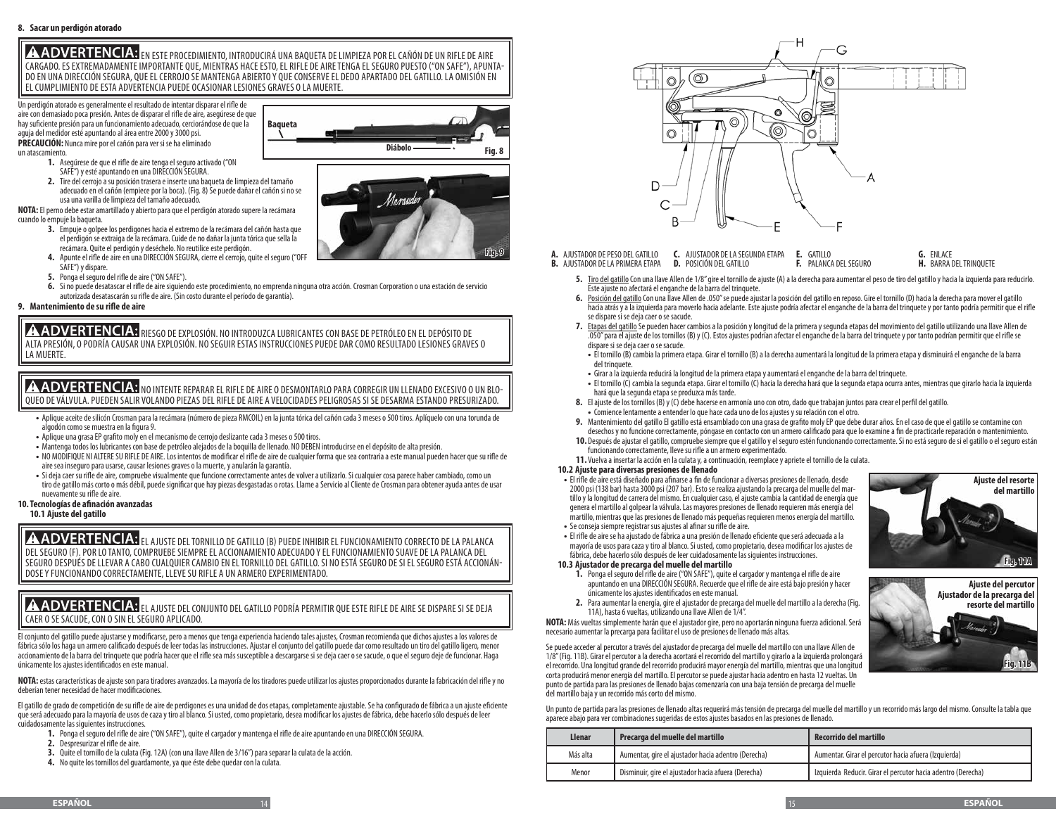## 8. Sacar un perdigón atorado

**⚠ ADVERTENCIA:** EN ESTE PROCEDIMIENTO, INTRODUCIRÁ UNA BAQUETA DE LIMPIEZA POR EL CAÑÓN DE UN RIFLE DE AIRE CARGADO. ES EXTREMADAMENTE IMPORTANTE QUE, MIENTRAS HACE ESTO, EL RIFLE DE AIRE TENGA EL SEGURO PUESTO ("ON SAFE"), APUNTADO EN UNA DIRECCIÓN SEGURA, QUE EL CERROJO SE MANTENGA ABIERTO Y QUE CONSERVE EL DEDO APARTADO DEL GATILLO. LA OMISIÓN EN EL CUMPLIMIENTO DE ESTA ADVERTENCIA PUEDE OCASIONAR LESIONES GRAVES O LA MUERTE.

Un perdigón atorado es generalmente el resultado de intentar disparar el rifle de aire con demasiado poca presión. Antes de disparar el rifle de aire, asegúrese de que hay suficiente presión para un funcionamiento adecuado, cerciorándose de que la aguja del medidor esté apuntando al área entre 2000 y 3000 psi.

**PRECAUCIÓN:** Nunca mire por el cañón para ver si se ha eliminado un atascamiento.

Baqueta

Diábolo

Fig. 8

1. Asegúrese de que el rifle de aire tenga el seguro activado ("ON SAFE") y esté apuntando en una DIRECCIÓN SEGURA.
2. Tire del cerrojo a su posición trasera e inserte una baqueta de limpieza del tamaño adecuado en el cañón (empiece por la boca). (Fig. 8) Se puede dañar el cañón si no se usa una varilla de limpieza del tamaño adecuado.

**NOTA:** El perno debe estar amartillado y abierto para que el perdigón atorado supere la recámara cuando lo empuje la baqueta.

3. Empuje o golpee los perdigones hacia el extremo de la recámara del cañón hasta que el perdigón se extraiga de la recámara. Cuide de no dañar la junta tórica que sella la recámara. Quite el perdigón y deséchelo. No reutilice este perdigón.
4. Apunte el rifle de aire en una DIRECCIÓN SEGURA, cierre el cerrojo, quite el seguro ("OFF SAFE") y dispare.
5. Ponga el seguro del rifle de aire ("ON SAFE").
6. Si no puede desatascar el rifle de aire siguiendo este procedimiento, no emprenda ninguna otra acción. Crosman Corporation o una estación de servicio autorizada desatascarán su rifle de aire. (Sin costo durante el período de garantía).

Fig. 9

## 9. Mantenimiento de su rifle de aire

**⚠ ADVERTENCIA:** RIESGO DE EXPLOSIÓN. NO INTRODUZCA LUBRICANTES CON BASE DE PETRÓLEO EN EL DEPÓSITO DE ALTA PRESIÓN, O PODRÍA CAUSAR UNA EXPLOSIÓN. NO SEGUIR ESTAS INSTRUCCIONES PUEDE DAR COMO RESULTADO LESIONES GRAVES O LA MUERTE.

**⚠ ADVERTENCIA:** NO INTENTE REPARAR EL RIFLE DE AIRE O DESMONTARLO PARA CORREGIR UN LLENADO EXCESIVO O UN BLOQUEO DE VÁLVULA. PUEDEN SALIR VOLANDO PIEZAS DEL RIFLE DE AIRE A VELOCIDADES PELIGROSAS SI SE DESARMA ESTANDO PRESURIZADO.

- Aplique aceite de silicón Crosman para la recámara (número de pieza RMCOIL) en la junta tórica del cañón cada 3 meses o 500 tiros. Aplíquelo con una torunda de algodón como se muestra en la figura 9.
- Aplique una grasa EP grafito moly en el mecanismo de cerrojo deslizante cada 3 meses o 500 tiros.
- Mantenga todos los lubricantes con base de petróleo alejados de la boquilla de llenado. NO DEBEN introducirse en el depósito de alta presión.
- NO MODIFIQUE NI ALTERE SU RIFLE DE AIRE. Los intentos de modificar el rifle de aire de cualquier forma que sea contraria a este manual pueden hacer que su rifle de aire sea inseguro para usarse, causar lesiones graves o la muerte, y anularán la garantía.
- Si deja caer su rifle de aire, compruebe visualmente que funcione correctamente antes de volver a utilizarlo. Si cualquier cosa parece haber cambiado, como un tiro de gatillo más corto o más débil, puede significar que hay piezas desgastadas o rotas. Llame a Servicio al Cliente de Crosman para obtener ayuda antes de usar nuevamente su rifle de aire.

## 10. Tecnologías de afinación avanzadas

### 10.1 Ajuste del gatillo

**⚠ ADVERTENCIA:** EL AJUSTE DEL TORNILLO DE GATILLO (B) PUEDE INHIBIR EL FUNCIONAMIENTO CORRECTO DE LA PALANCA DEL SEGURO (F). POR LO TANTO, COMPRUEBE SIEMPRE EL ACCIONAMIENTO ADECUADO Y EL FUNCIONAMIENTO SUAVE DE LA PALANCA DEL SEGURO DESPUÉS DE LLEVAR A CABO CUALQUIER CAMBIO EN EL TORNILLO DEL GATILLO. SI NO ESTÁ SEGURO DE SI EL SEGURO ESTÁ ACCIONÁNDOSE Y FUNCIONANDO CORRECTAMENTE, LLEVE SU RIFLE A UN ARMERO EXPERIMENTADO.

**⚠ ADVERTENCIA:** EL AJUSTE DEL CONJUNTO DEL GATILLO PODRÍA PERMITIR QUE ESTE RIFLE DE AIRE SE DISPARE SI SE DEJA CAER O SE SACUDE, CON O SIN EL SEGURO APLICADO.

El conjunto del gatillo puede ajustarse y modificarse, pero a menos que tenga experiencia haciendo tales ajustes, Crosman recomienda que dichos ajustes a los valores de fábrica sólo los haga un armero calificado después de leer todas las instrucciones. Ajustar el conjunto del gatillo puede dar como resultado un tiro del gatillo ligero, menor accionamiento de la barra del trinquete que podría hacer que el rifle sea más susceptible a descargarse si se deja caer o se sacude, o que el seguro deje de funcionar. Haga únicamente los ajustes identificados en este manual.

**NOTA:** estas características de ajuste son para tiradores avanzados. La mayoría de los tiradores puede utilizar los ajustes proporcionados durante la fabricación del rifle y no deberían tener necesidad de hacer modificaciones.

El gatillo de grado de competición de su rifle de aire de perdigones es una unidad de dos etapas, completamente ajustable. Se ha configurado de fábrica a un ajuste eficiente que será adecuado para la mayoría de usos de caza y tiro al blanco. Si usted, como propietario, desea modificar los ajustes de fábrica, debe hacerlo sólo después de leer cuidadosamente las siguientes instrucciones.

1. Ponga el seguro del rifle de aire ("ON SAFE"), quite el cargador y mantenga el rifle de aire apuntando en una DIRECCIÓN SEGURA.
2. Despresurizar el rifle de aire.
3. Quite el tornillo de la culata (Fig. 12A) (con una llave Allen de 3/16") para separar la culata de la acción.
4. No quite los tornillos del guardamonte, ya que éste debe quedar con la culata.

**A.** AJUSTADOR DE PESO DEL GATILLO
**B.** AJUSTADOR DE LA PRIMERA ETAPA
**C.** AJUSTADOR DE LA SEGUNDA ETAPA
**D.** POSICIÓN DEL GATILLO
**E.** GATILLO
**F.** PALANCA DEL SEGURO
**G.** ENLACE
**H.** BARRA DEL TRINQUETE

5. <u>Tiro del gatillo</u> Con una llave Allen de 1/8" gire el tornillo de ajuste (A) a la derecha para aumentar el peso de tiro del gatillo y hacia la izquierda para reducirlo. Este ajuste no afectará el enganche de la barra del trinquete.
6. <u>Posición del gatillo</u> Con una llave Allen de .050" se puede ajustar la posición del gatillo en reposo. Gire el tornillo (D) hacia la derecha para mover el gatillo hacia atrás y a la izquierda para moverlo hacia adelante. Este ajuste podría afectar el enganche de la barra del trinquete y por tanto podría permitir que el rifle se dispare si se deja caer o se sacude.
7. <u>Etapas del gatillo</u> Se pueden hacer cambios a la posición y longitud de la primera y segunda etapas del movimiento del gatillo utilizando una llave Allen de .050" para el ajuste de los tornillos (B) y (C). Estos ajustes podrían afectar el enganche de la barra del trinquete y por tanto podrían permitir que el rifle se dispare si se deja caer o se sacude.
   - El tornillo (B) cambia la primera etapa. Girar el tornillo (B) a la derecha aumentará la longitud de la primera etapa y disminuirá el enganche de la barra del trinquete.
   - Girar a la izquierda reducirá la longitud de la primera etapa y aumentará el enganche de la barra del trinquete.
   - El tornillo (C) cambia la segunda etapa. Girar el tornillo (C) hacia la derecha hará que la segunda etapa ocurra antes, mientras que girarlo hacia la izquierda hará que la segunda etapa se produzca más tarde.
8. El ajuste de los tornillos (B) y (C) debe hacerse en armonía uno con otro, dado que trabajan juntos para crear el perfil del gatillo.
   - Comience lentamente a entender lo que hace cada uno de los ajustes y su relación con el otro.
9. Mantenimiento del gatillo El gatillo está ensamblado con una grasa de grafito moly EP que debe durar años. En el caso de que el gatillo se contamine con desechos y no funcione correctamente, póngase en contacto con un armero calificado para que lo examine a fin de practicarle reparación o mantenimiento.
10. Después de ajustar el gatillo, compruebe siempre que el gatillo y el seguro estén funcionando correctamente. Si no está seguro de si el gatillo o el seguro están funcionando correctamente, lleve su rifle a un armero experimentado.
11. Vuelva a insertar la acción en la culata y, a continuación, reemplace y apriete el tornillo de la culata.

### 10.2 Ajuste para diversas presiones de llenado

- El rifle de aire está diseñado para afinarse a fin de funcionar a diversas presiones de llenado, desde 2000 psi (138 bar) hasta 3000 psi (207 bar). Esto se realiza ajustando la precarga del muelle del martillo y la longitud de carrera del mismo. En cualquier caso, el ajuste cambia la cantidad de energía que genera el martillo al golpear la válvula. Las mayores presiones de llenado requieren más energía del martillo, mientras que las presiones de llenado más pequeñas requieren menos energía del martillo.
- Se aconseja siempre registrar sus ajustes al afinar su rifle de aire.
- El rifle de aire se ha ajustado de fábrica a una presión de llenado eficiente que será adecuada a la mayoría de usos para caza y tiro al blanco. Si usted, como propietario, desea modificar los ajustes de fábrica, debe hacerlo sólo después de leer cuidadosamente las siguientes instrucciones.

Ajuste del resorte del martillo

Fig. 11A

### 10.3 Ajustador de precarga del muelle del martillo

1. Ponga el seguro del rifle de aire ("ON SAFE"), quite el cargador y mantenga el rifle de aire apuntando en una DIRECCIÓN SEGURA. Recuerde que el rifle de aire está bajo presión y hacer únicamente los ajustes identificados en este manual.
2. Para aumentar la energía, gire el ajustador de precarga del muelle del martillo a la derecha (Fig. 11A), hasta 6 vueltas, utilizando una llave Allen de 1/4".

**NOTA:** Más vueltas simplemente harán que el ajustador gire, pero no aportarán ninguna fuerza adicional. Será necesario aumentar la precarga para facilitar el uso de presiones de llenado más altas.

Ajuste del percutor
Ajustador de la precarga del resorte del martillo

Fig. 11B

Se puede acceder al percutor a través del ajustador de precarga del muelle del martillo con una llave Allen de 1/8" (Fig. 11B). Girar el percutor a la derecha acortará el recorrido del martillo y girarlo a la izquierda prolongará el recorrido. Una longitud grande del recorrido producirá mayor energía del martillo, mientras que una longitud corta producirá menor energía del martillo. El percutor se puede ajustar hacia adentro en hasta 12 vueltas. Un punto de partida para las presiones de llenado bajas comenzaría con una baja tensión de precarga del muelle del martillo baja y un recorrido más corto del mismo.

Un punto de partida para las presiones de llenado altas requerirá más tensión de precarga del muelle del martillo y un recorrido más largo del mismo. Consulte la tabla que aparece abajo para ver combinaciones sugeridas de estos ajustes basados en las presiones de llenado.

| Llenar | Precarga del muelle del martillo | Recorrido del martillo |
|---|---|---|
| Más alta | Aumentar, gire el ajustador hacia adentro (Derecha) | Aumentar. Girar el percutor hacia afuera (Izquierda) |
| Menor | Disminuir, gire el ajustador hacia afuera (Derecha) | Izquierda Reducir. Girar el percutor hacia adentro (Derecha) |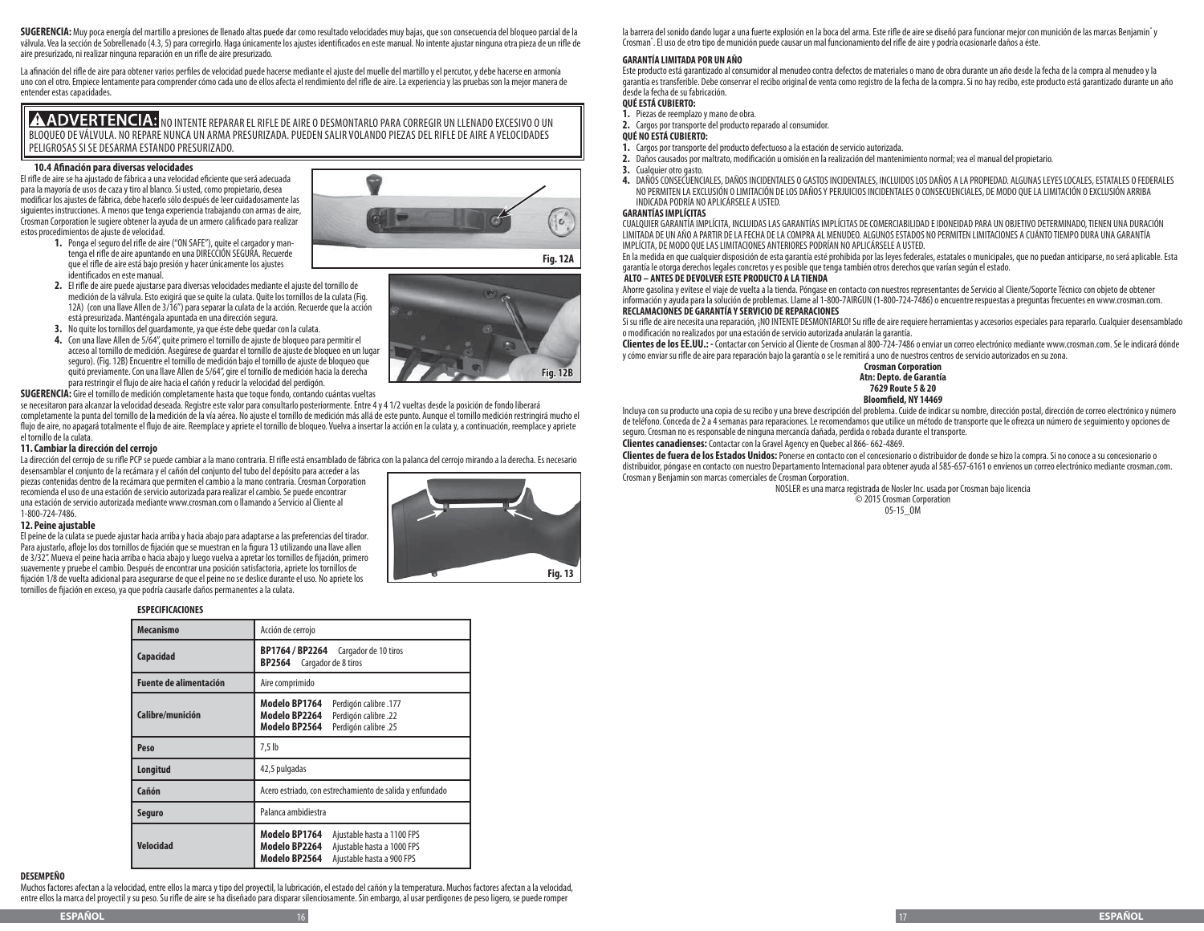**SUGERENCIA:** Muy poca energía del martillo a presiones de llenado altas puede dar como resultado velocidades muy bajas, que son consecuencia del bloqueo parcial de la válvula. Vea la sección de Sobrellenado (4.3, 5) para corregirlo. Haga únicamente los ajustes identificados en este manual. No intente ajustar ninguna otra pieza de un rifle de aire presurizado, ni realizar ninguna reparación en un rifle de aire presurizado.

La afinación del rifle de aire para obtener varios perfiles de velocidad puede hacerse mediante el ajuste del muelle del martillo y el percutor, y debe hacerse en armonía uno con el otro. Empiece lentamente para comprender cómo cada uno de ellos afecta el rendimiento del rifle de aire. La experiencia y las pruebas son la mejor manera de entender estas capacidades.

**⚠ ADVERTENCIA:** NO INTENTE REPARAR EL RIFLE DE AIRE O DESMONTARLO PARA CORREGIR UN LLENADO EXCESIVO O UN BLOQUEO DE VÁLVULA. NO REPARE NUNCA UN ARMA PRESURIZADA. PUEDEN SALIR VOLANDO PIEZAS DEL RIFLE DE AIRE A VELOCIDADES PELIGROSAS SI SE DESARMA ESTANDO PRESURIZADO.

### 10.4 Afinación para diversas velocidades

El rifle de aire se ha ajustado de fábrica a una velocidad eficiente que será adecuada para la mayoría de usos de caza y tiro al blanco. Si usted, como propietario, desea modificar los ajustes de fábrica, debe hacerlo sólo después de leer cuidadosamente las siguientes instrucciones. A menos que tenga experiencia trabajando con armas de aire, Crosman Corporation le sugiere obtener la ayuda de un armero calificado para realizar estos procedimientos de ajuste de velocidad.

1. Ponga el seguro del rifle de aire ("ON SAFE"), quite el cargador y mantenga el rifle de aire apuntando en una DIRECCIÓN SEGURA. Recuerde que el rifle de aire está bajo presión y hacer únicamente los ajustes identificados en este manual.
2. El rifle de aire puede ajustarse para diversas velocidades mediante el ajuste del tornillo de medición de la válvula. Esto exigirá que se quite la culata. Quite los tornillos de la culata (Fig. 12A) (con una llave Allen de 3/16") para separar la culata de la acción. Recuerde que la acción está presurizada. Manténgala apuntada en una dirección segura.
3. No quite los tornillos del guardamonte, ya que éste debe quedar con la culata.
4. Con una llave Allen de 5/64", quite primero el tornillo de ajuste de bloqueo para permitir el acceso al tornillo de medición. Asegúrese de guardar el tornillo de ajuste de bloqueo en un lugar seguro). (Fig. 12B) Encuentre el tornillo de medición bajo el tornillo de ajuste de bloqueo que quitó previamente. Con una llave Allen de 5/64", gire el tornillo de medición hacia la derecha para restringir el flujo de aire hacia el cañón y reducir la velocidad del perdigón.

Fig. 12A

Fig. 12B

**SUGERENCIA:** Gire el tornillo de medición completamente hasta que toque fondo, contando cuántas vueltas se necesitaron para alcanzar la velocidad deseada. Registre este valor para consultarlo posteriormente. Entre 4 y 4 1/2 vueltas desde la posición de fondo liberará completamente la punta del tornillo de la medición de la vía aérea. No ajuste el tornillo de medición más allá de este punto. Aunque el tornillo medición restringirá mucho el flujo de aire, no apagará totalmente el flujo de aire. Reemplace y apriete el tornillo de bloqueo. Vuelva a insertar la acción en la culata y, a continuación, reemplace y apriete el tornillo de la culata.

### 11. Cambiar la dirección del cerrojo

La dirección del cerrojo de su rifle PCP se puede cambiar a la mano contraria. El rifle está ensamblado de fábrica con la palanca del cerrojo mirando a la derecha. Es necesario desensamblar el conjunto de la recámara y el cañón del conjunto del tubo del depósito para acceder a las piezas contenidas dentro de la recámara que permiten el cambio a la mano contraria. Crosman Corporation recomienda el uso de una estación de servicio autorizada para realizar el cambio. Se puede encontrar una estación de servicio autorizada mediante www.crosman.com o llamando a Servicio al Cliente al 1-800-724-7486.

### 12. Peine ajustable

El peine de la culata se puede ajustar hacia arriba y hacia abajo para adaptarse a las preferencias del tirador. Para ajustarlo, afloje los dos tornillos de fijación que se muestran en la figura 13 utilizando una llave allen de 3/32". Mueva el peine hacia arriba o hacia abajo y luego vuelva a apretar los tornillos de fijación, primero suavemente y pruebe el cambio. Después de encontrar una posición satisfactoria, apriete los tornillos de fijación 1/8 de vuelta adicional para asegurarse de que el peine no se deslice durante el uso. No apriete los tornillos de fijación en exceso, ya que podría causarle daños permanentes a la culata.

Fig. 13

### ESPECIFICACIONES

| | |
|---|---|
| **Mecanismo** | Acción de cerrojo |
| **Capacidad** | **BP1764 / BP2264** Cargador de 10 tiros<br>**BP2564** Cargador de 8 tiros |
| **Fuente de alimentación** | Aire comprimido |
| **Calibre/munición** | **Modelo BP1764** Perdigón calibre .177<br>**Modelo BP2264** Perdigón calibre .22<br>**Modelo BP2564** Perdigón calibre .25 |
| **Peso** | 7,5 lb |
| **Longitud** | 42,5 pulgadas |
| **Cañón** | Acero estriado, con estrechamiento de salida y enfundado |
| **Seguro** | Palanca ambidiestra |
| **Velocidad** | **Modelo BP1764** Ajustable hasta a 1100 FPS<br>**Modelo BP2264** Ajustable hasta a 1000 FPS<br>**Modelo BP2564** Ajustable hasta a 900 FPS |

### DESEMPEÑO

Muchos factores afectan a la velocidad, entre ellos la marca y tipo del proyectil, la lubricación, el estado del cañón y la temperatura. Muchos factores afectan a la velocidad, entre ellos la marca del proyectil y su peso. Su rifle de aire se ha diseñado para disparar silenciosamente. Sin embargo, al usar perdigones de peso ligero, se puede romper la barrera del sonido dando lugar a una fuerte explosión en la boca del arma. Este rifle de aire se diseñó para funcionar mejor con munición de las marcas Benjamin® y Crosman®. El uso de otro tipo de munición puede causar un mal funcionamiento del rifle de aire y podría ocasionarle daños a éste.

### GARANTÍA LIMITADA POR UN AÑO

Este producto está garantizado al consumidor al menudeo contra defectos de materiales o mano de obra durante un año desde la fecha de la compra al menudeo y la garantía es transferible. Debe conservar el recibo original de venta como registro de la fecha de la compra. Si no hay recibo, este producto está garantizado durante un año desde la fecha de su fabricación.

**QUÉ ESTÁ CUBIERTO:**

1. Piezas de reemplazo y mano de obra.
2. Cargos por transporte del producto reparado al consumidor.

**QUÉ NO ESTÁ CUBIERTO:**

1. Cargos por transporte del producto defectuoso a la estación de servicio autorizada.
2. Daños causados por maltrato, modificación u omisión en la realización del mantenimiento normal; vea el manual del propietario.
3. Cualquier otro gasto.
4. DAÑOS CONSECUENCIALES, DAÑOS INCIDENTALES O GASTOS INCIDENTALES, INCLUIDOS LOS DAÑOS A LA PROPIEDAD. ALGUNAS LEYES LOCALES, ESTATALES O FEDERALES NO PERMITEN LA EXCLUSIÓN O LIMITACIÓN DE LOS DAÑOS Y PERJUICIOS INCIDENTALES O CONSECUENCIALES, DE MODO QUE LA LIMITACIÓN O EXCLUSIÓN ARRIBA INDICADA PODRÍA NO APLICÁRSELE A USTED.

**GARANTÍAS IMPLÍCITAS**

CUALQUIER GARANTÍA IMPLÍCITA, INCLUIDAS LAS GARANTÍAS IMPLÍCITAS DE COMERCIABILIDAD E IDONEIDAD PARA UN OBJETIVO DETERMINADO, TIENEN UNA DURACIÓN LIMITADA DE UN AÑO A PARTIR DE LA FECHA DE LA COMPRA AL MENUDEO. ALGUNOS ESTADOS NO PERMITEN LIMITACIONES A CUÁNTO TIEMPO DURA UNA GARANTÍA IMPLÍCITA, DE MODO QUE LAS LIMITACIONES ANTERIORES PODRÍAN NO APLICÁRSELE A USTED.

En la medida en que cualquier disposición de esta garantía esté prohibida por las leyes federales, estatales o municipales, que no puedan anticiparse, no será aplicable. Esta garantía le otorga derechos legales concretos y es posible que tenga también otros derechos que varían según el estado.

**ALTO – ANTES DE DEVOLVER ESTE PRODUCTO A LA TIENDA**

Ahorre gasolina y evítese el viaje de vuelta a la tienda. Póngase en contacto con nuestros representantes de Servicio al Cliente/Soporte Técnico con objeto de obtener información y ayuda para la solución de problemas. Llame al 1-800-7AIRGUN (1-800-724-7486) o encuentre respuestas a preguntas frecuentes en www.crosman.com.

**RECLAMACIONES DE GARANTÍA Y SERVICIO DE REPARACIONES**

Si su rifle de aire necesita una reparación, ¡NO INTENTE DESMONTARLO! Su rifle de aire requiere herramientas y accesorios especiales para repararlo. Cualquier desensamblado o modificación no realizados por una estación de servicio autorizada anularán la garantía.

**Clientes de los EE.UU.: -** Contactar con Servicio al Cliente de Crosman al 800-724-7486 o enviar un correo electrónico mediante www.crosman.com. Se le indicará dónde y cómo enviar su rifle de aire para reparación bajo la garantía o se le remitirá a uno de nuestros centros de servicio autorizados en su zona.

**Crosman Corporation**
**Atn: Depto. de Garantía**
**7629 Route 5 & 20**
**Bloomfield, NY 14469**

Incluya con su producto una copia de su recibo y una breve descripción del problema. Cuide de indicar su nombre, dirección postal, dirección de correo electrónico y número de teléfono. Conceda de 2 a 4 semanas para reparaciones. Le recomendamos que utilice un método de transporte que le ofrezca un número de seguimiento y opciones de seguro. Crosman no es responsable de ninguna mercancía dañada, perdida o robada durante el transporte.

**Clientes canadienses:** Contactar con la Gravel Agency en Quebec al 866- 662-4869.

**Clientes de fuera de los Estados Unidos:** Ponerse en contacto con el concesionario o distribuidor de donde se hizo la compra. Si no conoce a su concesionario o distribuidor, póngase en contacto con nuestro Departamento Internacional para obtener ayuda al 585-657-6161 o envíenos un correo electrónico mediante crosman.com.

Crosman y Benjamin son marcas comerciales de Crosman Corporation.

NOSLER es una marca registrada de Nosler Inc. usada por Crosman bajo licencia
© 2015 Crosman Corporation
05-15_OM